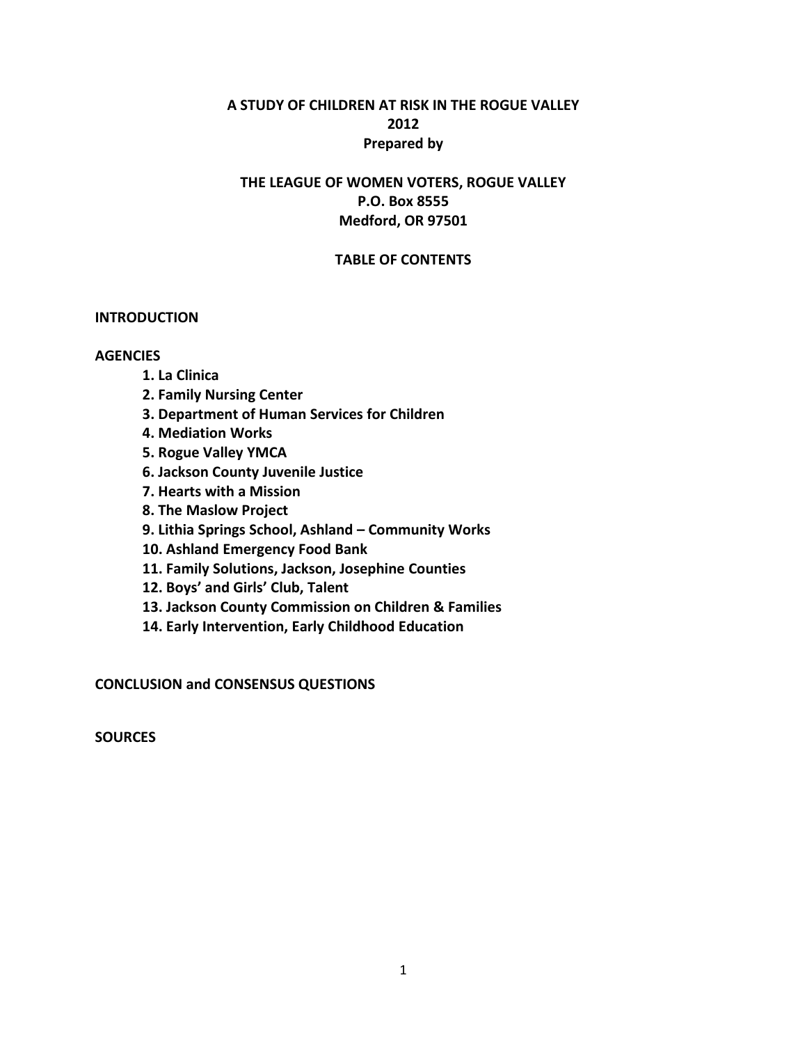# A STUDY OF CHILDREN AT RISK IN THE ROGUE VALLEY
## 2012
**Prepared by**

**THE LEAGUE OF WOMEN VOTERS, ROGUE VALLEY**
**P.O. Box 8555**
**Medford, OR 97501**

## TABLE OF CONTENTS

**INTRODUCTION**

**AGENCIES**

1. **La Clinica**
2. **Family Nursing Center**
3. **Department of Human Services for Children**
4. **Mediation Works**
5. **Rogue Valley YMCA**
6. **Jackson County Juvenile Justice**
7. **Hearts with a Mission**
8. **The Maslow Project**
9. **Lithia Springs School, Ashland – Community Works**
10. **Ashland Emergency Food Bank**
11. **Family Solutions, Jackson, Josephine Counties**
12. **Boys' and Girls' Club, Talent**
13. **Jackson County Commission on Children & Families**
14. **Early Intervention, Early Childhood Education**

**CONCLUSION and CONSENSUS QUESTIONS**

**SOURCES**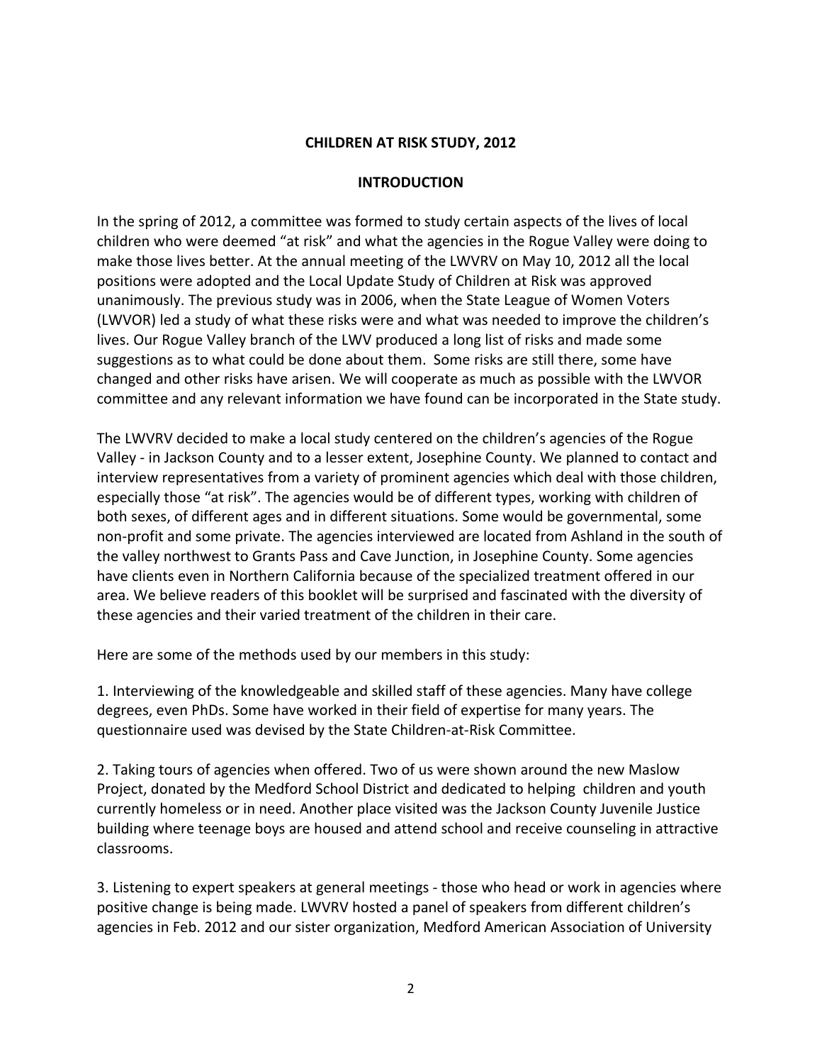**CHILDREN AT RISK STUDY, 2012**

**INTRODUCTION**

In the spring of 2012, a committee was formed to study certain aspects of the lives of local children who were deemed "at risk" and what the agencies in the Rogue Valley were doing to make those lives better. At the annual meeting of the LWVRV on May 10, 2012 all the local positions were adopted and the Local Update Study of Children at Risk was approved unanimously. The previous study was in 2006, when the State League of Women Voters (LWVOR) led a study of what these risks were and what was needed to improve the children's lives. Our Rogue Valley branch of the LWV produced a long list of risks and made some suggestions as to what could be done about them. Some risks are still there, some have changed and other risks have arisen. We will cooperate as much as possible with the LWVOR committee and any relevant information we have found can be incorporated in the State study.

The LWVRV decided to make a local study centered on the children's agencies of the Rogue Valley - in Jackson County and to a lesser extent, Josephine County. We planned to contact and interview representatives from a variety of prominent agencies which deal with those children, especially those "at risk". The agencies would be of different types, working with children of both sexes, of different ages and in different situations. Some would be governmental, some non-profit and some private. The agencies interviewed are located from Ashland in the south of the valley northwest to Grants Pass and Cave Junction, in Josephine County. Some agencies have clients even in Northern California because of the specialized treatment offered in our area. We believe readers of this booklet will be surprised and fascinated with the diversity of these agencies and their varied treatment of the children in their care.

Here are some of the methods used by our members in this study:

1. Interviewing of the knowledgeable and skilled staff of these agencies. Many have college degrees, even PhDs. Some have worked in their field of expertise for many years. The questionnaire used was devised by the State Children-at-Risk Committee.

2. Taking tours of agencies when offered. Two of us were shown around the new Maslow Project, donated by the Medford School District and dedicated to helping children and youth currently homeless or in need. Another place visited was the Jackson County Juvenile Justice building where teenage boys are housed and attend school and receive counseling in attractive classrooms.

3. Listening to expert speakers at general meetings - those who head or work in agencies where positive change is being made. LWVRV hosted a panel of speakers from different children's agencies in Feb. 2012 and our sister organization, Medford American Association of University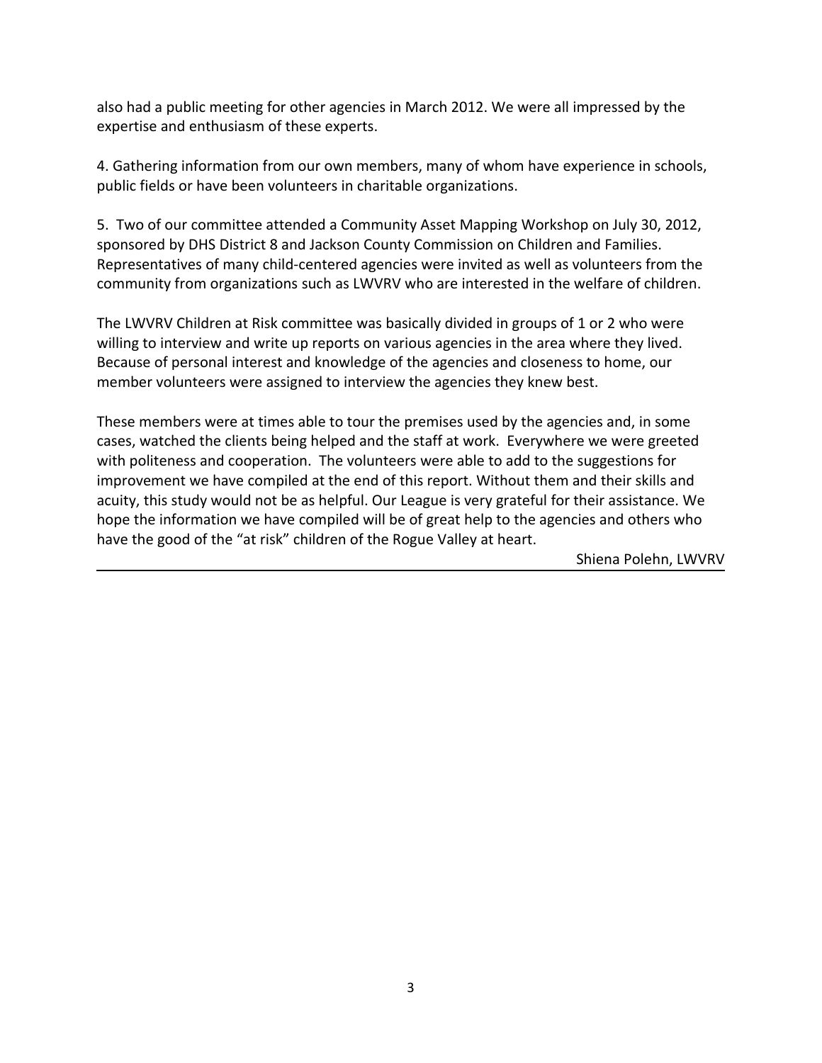also had a public meeting for other agencies in March 2012. We were all impressed by the expertise and enthusiasm of these experts.

4. Gathering information from our own members, many of whom have experience in schools, public fields or have been volunteers in charitable organizations.

5. Two of our committee attended a Community Asset Mapping Workshop on July 30, 2012, sponsored by DHS District 8 and Jackson County Commission on Children and Families. Representatives of many child-centered agencies were invited as well as volunteers from the community from organizations such as LWVRV who are interested in the welfare of children.

The LWVRV Children at Risk committee was basically divided in groups of 1 or 2 who were willing to interview and write up reports on various agencies in the area where they lived. Because of personal interest and knowledge of the agencies and closeness to home, our member volunteers were assigned to interview the agencies they knew best.

These members were at times able to tour the premises used by the agencies and, in some cases, watched the clients being helped and the staff at work. Everywhere we were greeted with politeness and cooperation. The volunteers were able to add to the suggestions for improvement we have compiled at the end of this report. Without them and their skills and acuity, this study would not be as helpful. Our League is very grateful for their assistance. We hope the information we have compiled will be of great help to the agencies and others who have the good of the "at risk" children of the Rogue Valley at heart.

Shiena Polehn, LWVRV

---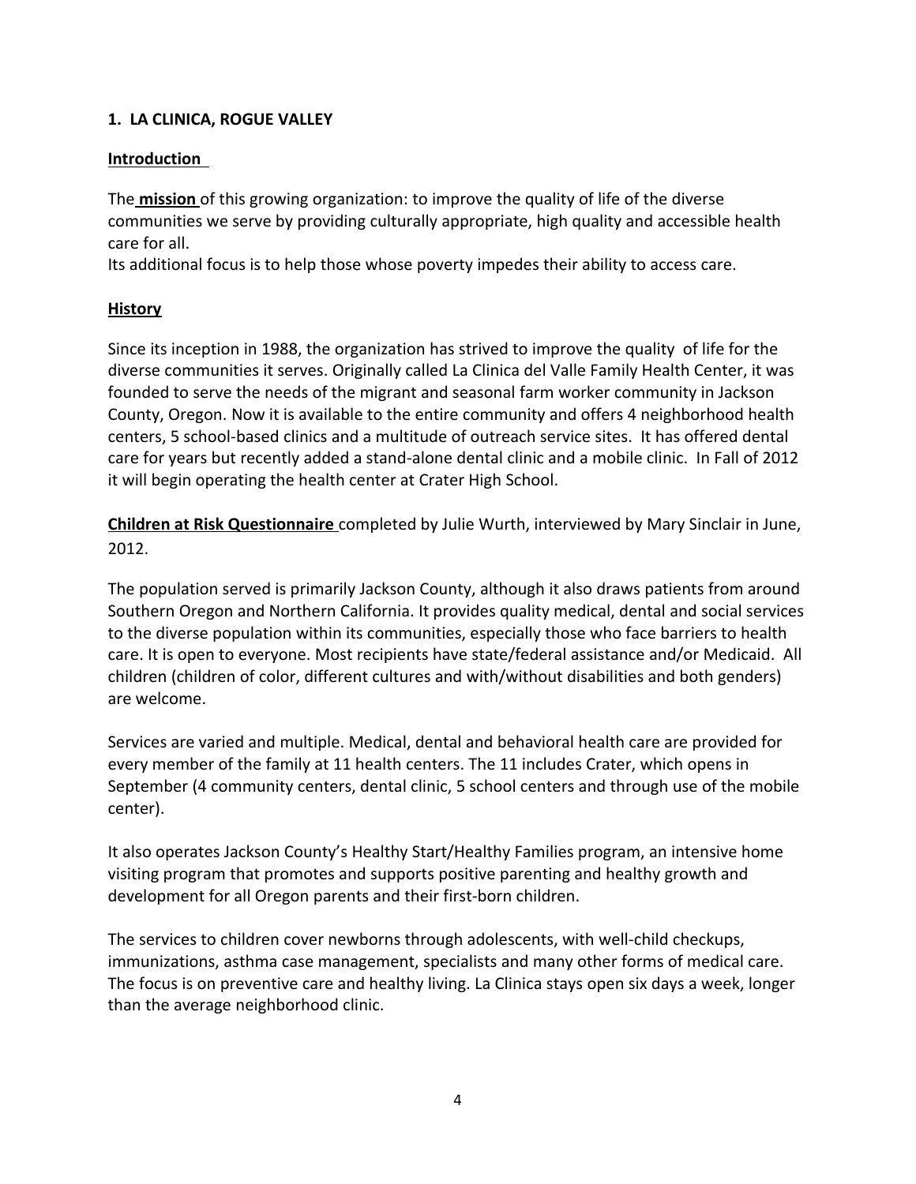## 1. LA CLINICA, ROGUE VALLEY

### Introduction

The **mission** of this growing organization: to improve the quality of life of the diverse communities we serve by providing culturally appropriate, high quality and accessible health care for all.
Its additional focus is to help those whose poverty impedes their ability to access care.

### History

Since its inception in 1988, the organization has strived to improve the quality of life for the diverse communities it serves. Originally called La Clinica del Valle Family Health Center, it was founded to serve the needs of the migrant and seasonal farm worker community in Jackson County, Oregon. Now it is available to the entire community and offers 4 neighborhood health centers, 5 school-based clinics and a multitude of outreach service sites. It has offered dental care for years but recently added a stand-alone dental clinic and a mobile clinic. In Fall of 2012 it will begin operating the health center at Crater High School.

**Children at Risk Questionnaire** completed by Julie Wurth, interviewed by Mary Sinclair in June, 2012.

The population served is primarily Jackson County, although it also draws patients from around Southern Oregon and Northern California. It provides quality medical, dental and social services to the diverse population within its communities, especially those who face barriers to health care. It is open to everyone. Most recipients have state/federal assistance and/or Medicaid. All children (children of color, different cultures and with/without disabilities and both genders) are welcome.

Services are varied and multiple. Medical, dental and behavioral health care are provided for every member of the family at 11 health centers. The 11 includes Crater, which opens in September (4 community centers, dental clinic, 5 school centers and through use of the mobile center).

It also operates Jackson County's Healthy Start/Healthy Families program, an intensive home visiting program that promotes and supports positive parenting and healthy growth and development for all Oregon parents and their first-born children.

The services to children cover newborns through adolescents, with well-child checkups, immunizations, asthma case management, specialists and many other forms of medical care. The focus is on preventive care and healthy living. La Clinica stays open six days a week, longer than the average neighborhood clinic.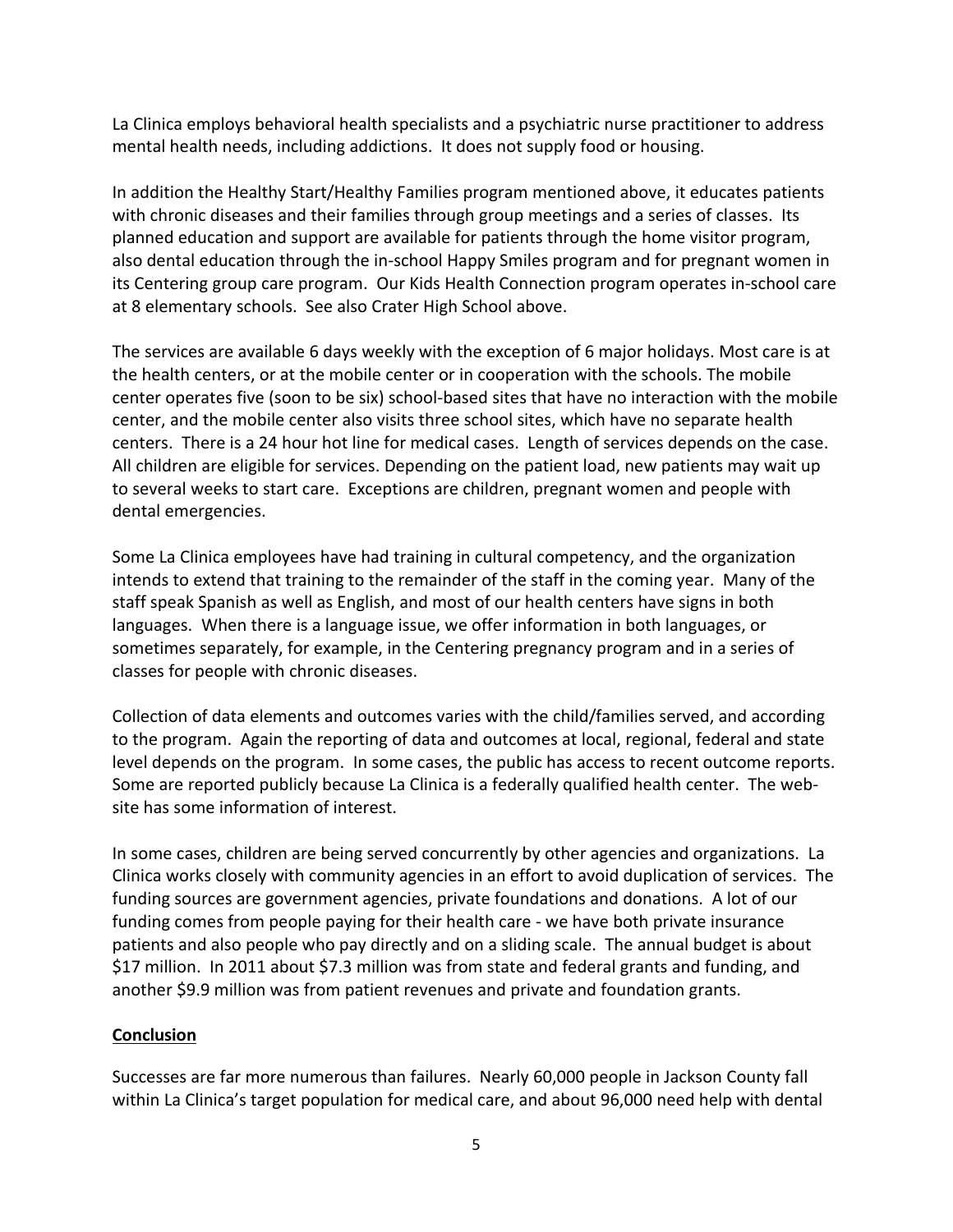La Clinica employs behavioral health specialists and a psychiatric nurse practitioner to address mental health needs, including addictions. It does not supply food or housing.

In addition the Healthy Start/Healthy Families program mentioned above, it educates patients with chronic diseases and their families through group meetings and a series of classes. Its planned education and support are available for patients through the home visitor program, also dental education through the in-school Happy Smiles program and for pregnant women in its Centering group care program. Our Kids Health Connection program operates in-school care at 8 elementary schools. See also Crater High School above.

The services are available 6 days weekly with the exception of 6 major holidays. Most care is at the health centers, or at the mobile center or in cooperation with the schools. The mobile center operates five (soon to be six) school-based sites that have no interaction with the mobile center, and the mobile center also visits three school sites, which have no separate health centers. There is a 24 hour hot line for medical cases. Length of services depends on the case. All children are eligible for services. Depending on the patient load, new patients may wait up to several weeks to start care. Exceptions are children, pregnant women and people with dental emergencies.

Some La Clinica employees have had training in cultural competency, and the organization intends to extend that training to the remainder of the staff in the coming year. Many of the staff speak Spanish as well as English, and most of our health centers have signs in both languages. When there is a language issue, we offer information in both languages, or sometimes separately, for example, in the Centering pregnancy program and in a series of classes for people with chronic diseases.

Collection of data elements and outcomes varies with the child/families served, and according to the program. Again the reporting of data and outcomes at local, regional, federal and state level depends on the program. In some cases, the public has access to recent outcome reports. Some are reported publicly because La Clinica is a federally qualified health center. The web-site has some information of interest.

In some cases, children are being served concurrently by other agencies and organizations. La Clinica works closely with community agencies in an effort to avoid duplication of services. The funding sources are government agencies, private foundations and donations. A lot of our funding comes from people paying for their health care - we have both private insurance patients and also people who pay directly and on a sliding scale. The annual budget is about $17 million. In 2011 about $7.3 million was from state and federal grants and funding, and another $9.9 million was from patient revenues and private and foundation grants.

**Conclusion**

Successes are far more numerous than failures. Nearly 60,000 people in Jackson County fall within La Clinica's target population for medical care, and about 96,000 need help with dental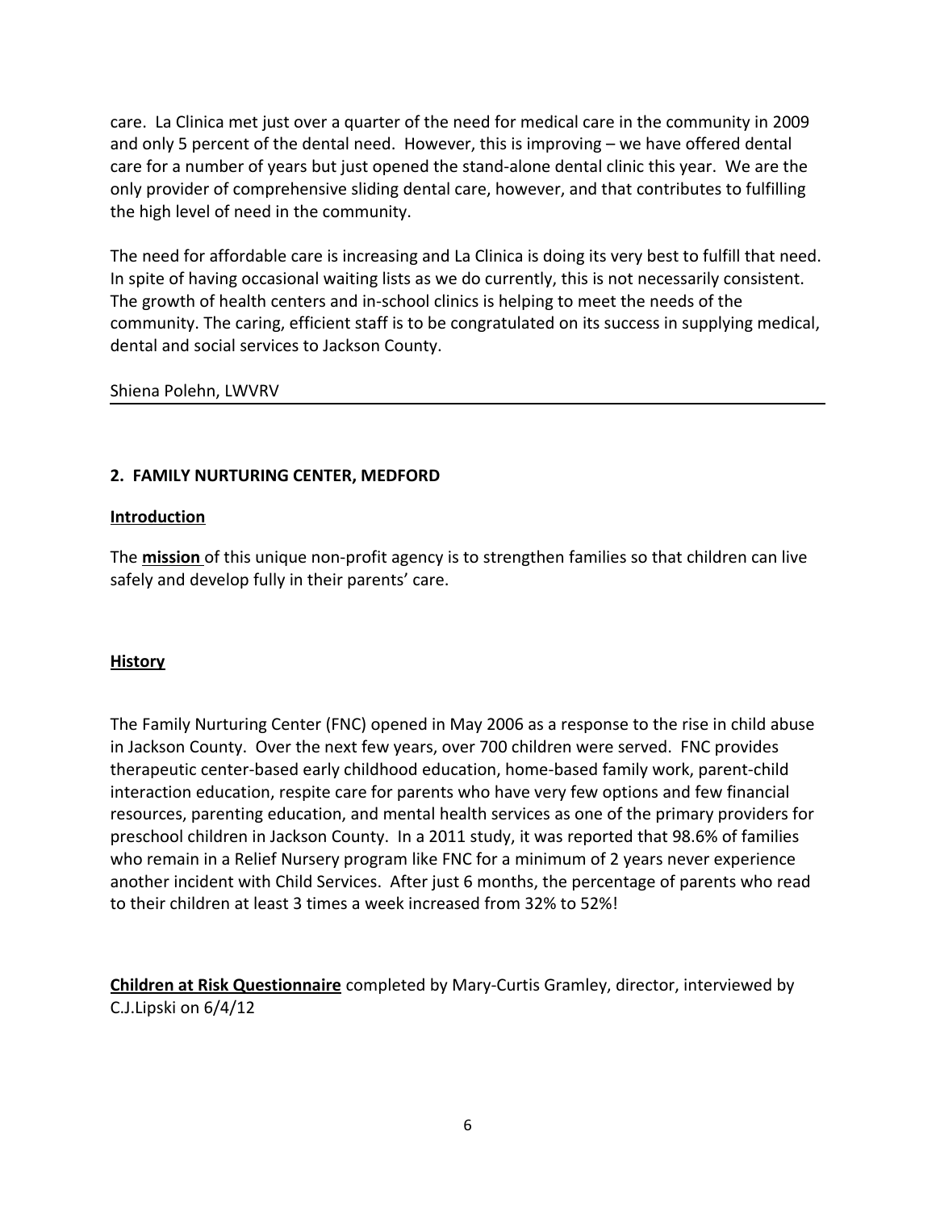care. La Clinica met just over a quarter of the need for medical care in the community in 2009 and only 5 percent of the dental need. However, this is improving – we have offered dental care for a number of years but just opened the stand-alone dental clinic this year. We are the only provider of comprehensive sliding dental care, however, and that contributes to fulfilling the high level of need in the community.

The need for affordable care is increasing and La Clinica is doing its very best to fulfill that need. In spite of having occasional waiting lists as we do currently, this is not necessarily consistent. The growth of health centers and in-school clinics is helping to meet the needs of the community. The caring, efficient staff is to be congratulated on its success in supplying medical, dental and social services to Jackson County.

Shiena Polehn, LWVRV

---

## 2. FAMILY NURTURING CENTER, MEDFORD

### Introduction

The **mission** of this unique non-profit agency is to strengthen families so that children can live safely and develop fully in their parents' care.

### History

The Family Nurturing Center (FNC) opened in May 2006 as a response to the rise in child abuse in Jackson County. Over the next few years, over 700 children were served. FNC provides therapeutic center-based early childhood education, home-based family work, parent-child interaction education, respite care for parents who have very few options and few financial resources, parenting education, and mental health services as one of the primary providers for preschool children in Jackson County. In a 2011 study, it was reported that 98.6% of families who remain in a Relief Nursery program like FNC for a minimum of 2 years never experience another incident with Child Services. After just 6 months, the percentage of parents who read to their children at least 3 times a week increased from 32% to 52%!

**Children at Risk Questionnaire** completed by Mary-Curtis Gramley, director, interviewed by C.J.Lipski on 6/4/12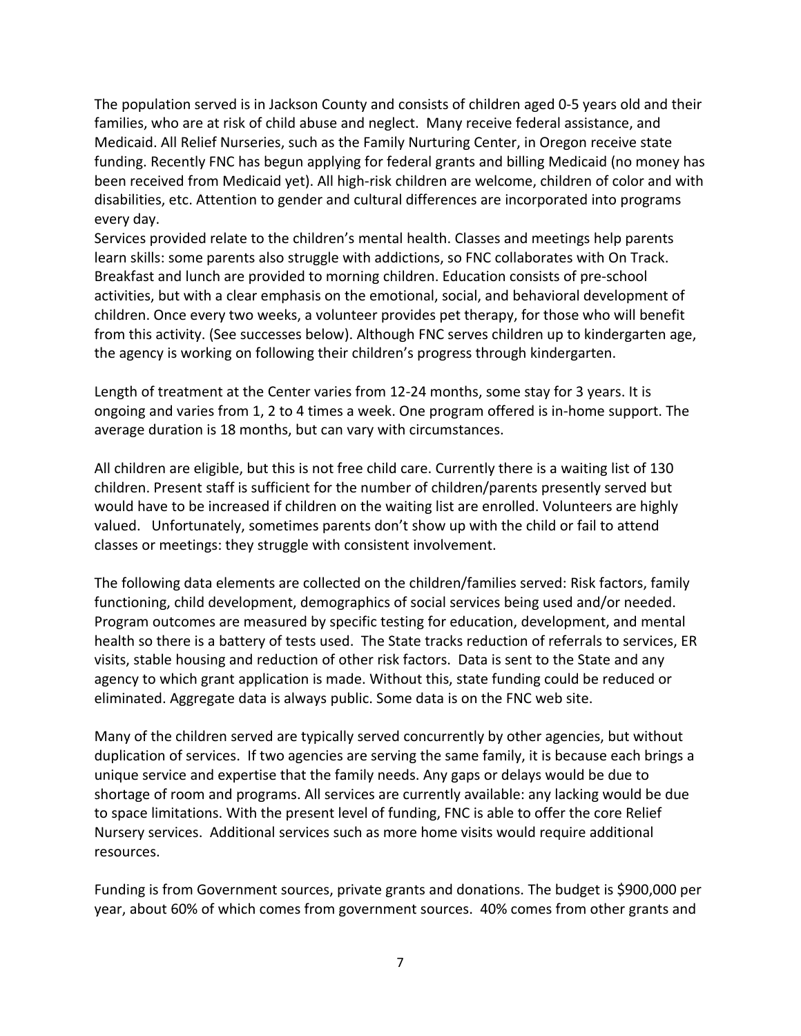The population served is in Jackson County and consists of children aged 0-5 years old and their families, who are at risk of child abuse and neglect. Many receive federal assistance, and Medicaid. All Relief Nurseries, such as the Family Nurturing Center, in Oregon receive state funding. Recently FNC has begun applying for federal grants and billing Medicaid (no money has been received from Medicaid yet). All high-risk children are welcome, children of color and with disabilities, etc. Attention to gender and cultural differences are incorporated into programs every day.

Services provided relate to the children's mental health. Classes and meetings help parents learn skills: some parents also struggle with addictions, so FNC collaborates with On Track. Breakfast and lunch are provided to morning children. Education consists of pre-school activities, but with a clear emphasis on the emotional, social, and behavioral development of children. Once every two weeks, a volunteer provides pet therapy, for those who will benefit from this activity. (See successes below). Although FNC serves children up to kindergarten age, the agency is working on following their children's progress through kindergarten.

Length of treatment at the Center varies from 12-24 months, some stay for 3 years. It is ongoing and varies from 1, 2 to 4 times a week. One program offered is in-home support. The average duration is 18 months, but can vary with circumstances.

All children are eligible, but this is not free child care. Currently there is a waiting list of 130 children. Present staff is sufficient for the number of children/parents presently served but would have to be increased if children on the waiting list are enrolled. Volunteers are highly valued. Unfortunately, sometimes parents don't show up with the child or fail to attend classes or meetings: they struggle with consistent involvement.

The following data elements are collected on the children/families served: Risk factors, family functioning, child development, demographics of social services being used and/or needed. Program outcomes are measured by specific testing for education, development, and mental health so there is a battery of tests used. The State tracks reduction of referrals to services, ER visits, stable housing and reduction of other risk factors. Data is sent to the State and any agency to which grant application is made. Without this, state funding could be reduced or eliminated. Aggregate data is always public. Some data is on the FNC web site.

Many of the children served are typically served concurrently by other agencies, but without duplication of services. If two agencies are serving the same family, it is because each brings a unique service and expertise that the family needs. Any gaps or delays would be due to shortage of room and programs. All services are currently available: any lacking would be due to space limitations. With the present level of funding, FNC is able to offer the core Relief Nursery services. Additional services such as more home visits would require additional resources.

Funding is from Government sources, private grants and donations. The budget is $900,000 per year, about 60% of which comes from government sources. 40% comes from other grants and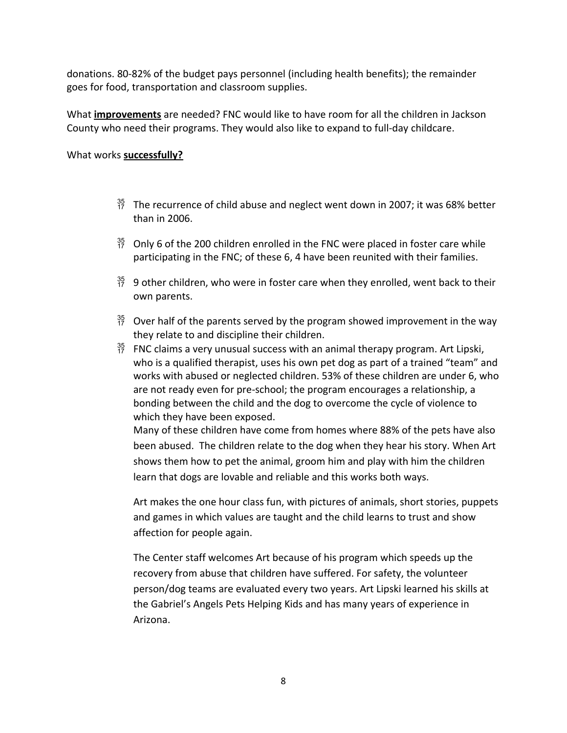donations. 80-82% of the budget pays personnel (including health benefits); the remainder goes for food, transportation and classroom supplies.

What **improvements** are needed? FNC would like to have room for all the children in Jackson County who need their programs. They would also like to expand to full-day childcare.

What works **successfully?**

- The recurrence of child abuse and neglect went down in 2007; it was 68% better than in 2006.
- Only 6 of the 200 children enrolled in the FNC were placed in foster care while participating in the FNC; of these 6, 4 have been reunited with their families.
- 9 other children, who were in foster care when they enrolled, went back to their own parents.
- Over half of the parents served by the program showed improvement in the way they relate to and discipline their children.
- FNC claims a very unusual success with an animal therapy program. Art Lipski, who is a qualified therapist, uses his own pet dog as part of a trained "team" and works with abused or neglected children. 53% of these children are under 6, who are not ready even for pre-school; the program encourages a relationship, a bonding between the child and the dog to overcome the cycle of violence to which they have been exposed.

  Many of these children have come from homes where 88% of the pets have also been abused. The children relate to the dog when they hear his story. When Art shows them how to pet the animal, groom him and play with him the children learn that dogs are lovable and reliable and this works both ways.

  Art makes the one hour class fun, with pictures of animals, short stories, puppets and games in which values are taught and the child learns to trust and show affection for people again.

  The Center staff welcomes Art because of his program which speeds up the recovery from abuse that children have suffered. For safety, the volunteer person/dog teams are evaluated every two years. Art Lipski learned his skills at the Gabriel's Angels Pets Helping Kids and has many years of experience in Arizona.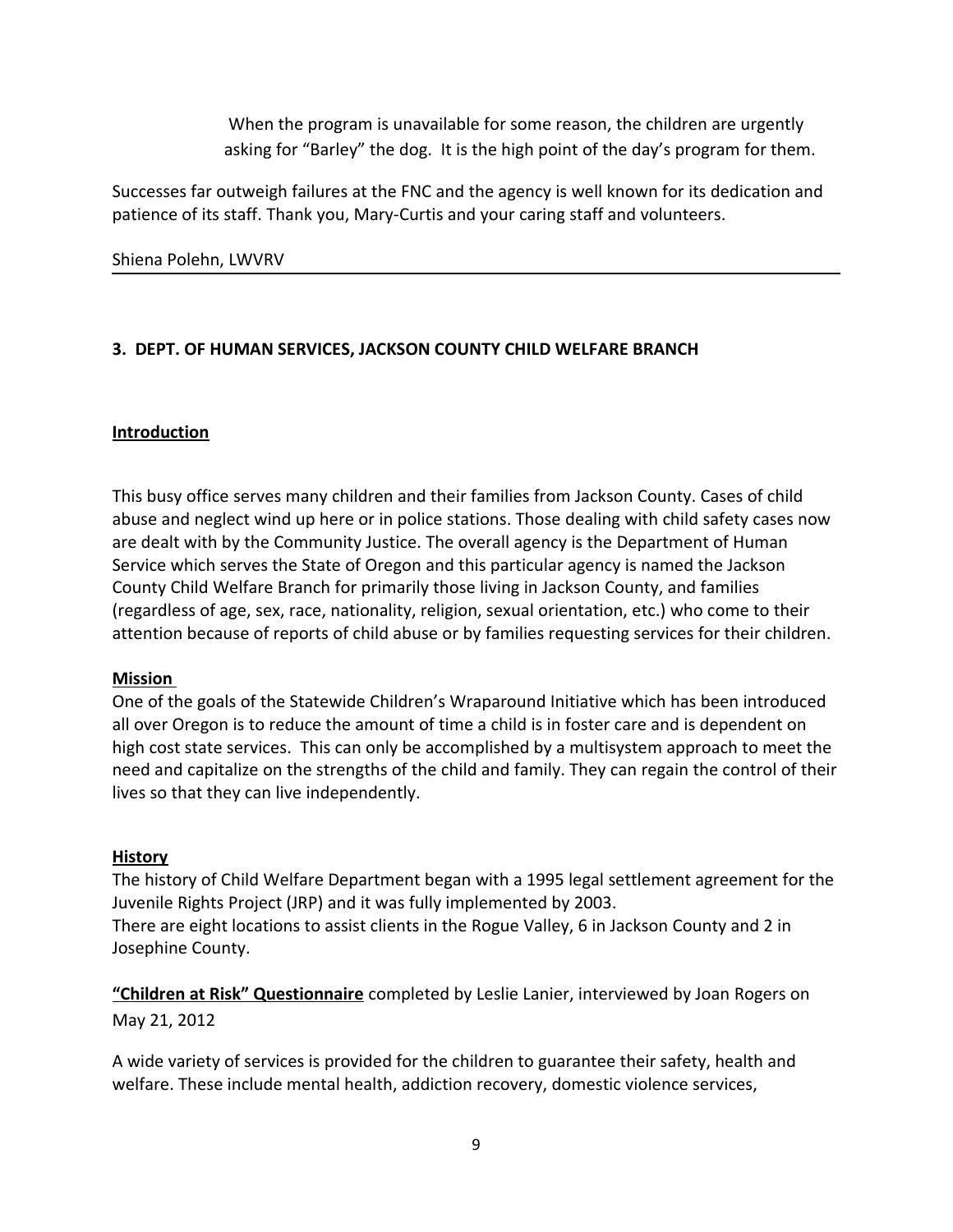When the program is unavailable for some reason, the children are urgently asking for "Barley" the dog. It is the high point of the day's program for them.

Successes far outweigh failures at the FNC and the agency is well known for its dedication and patience of its staff. Thank you, Mary-Curtis and your caring staff and volunteers.

Shiena Polehn, LWVRV

---

## 3. DEPT. OF HUMAN SERVICES, JACKSON COUNTY CHILD WELFARE BRANCH

### Introduction

This busy office serves many children and their families from Jackson County. Cases of child abuse and neglect wind up here or in police stations. Those dealing with child safety cases now are dealt with by the Community Justice. The overall agency is the Department of Human Service which serves the State of Oregon and this particular agency is named the Jackson County Child Welfare Branch for primarily those living in Jackson County, and families (regardless of age, sex, race, nationality, religion, sexual orientation, etc.) who come to their attention because of reports of child abuse or by families requesting services for their children.

### Mission

One of the goals of the Statewide Children's Wraparound Initiative which has been introduced all over Oregon is to reduce the amount of time a child is in foster care and is dependent on high cost state services. This can only be accomplished by a multisystem approach to meet the need and capitalize on the strengths of the child and family. They can regain the control of their lives so that they can live independently.

### History

The history of Child Welfare Department began with a 1995 legal settlement agreement for the Juvenile Rights Project (JRP) and it was fully implemented by 2003.
There are eight locations to assist clients in the Rogue Valley, 6 in Jackson County and 2 in Josephine County.

**"Children at Risk" Questionnaire** completed by Leslie Lanier, interviewed by Joan Rogers on May 21, 2012

A wide variety of services is provided for the children to guarantee their safety, health and welfare. These include mental health, addiction recovery, domestic violence services,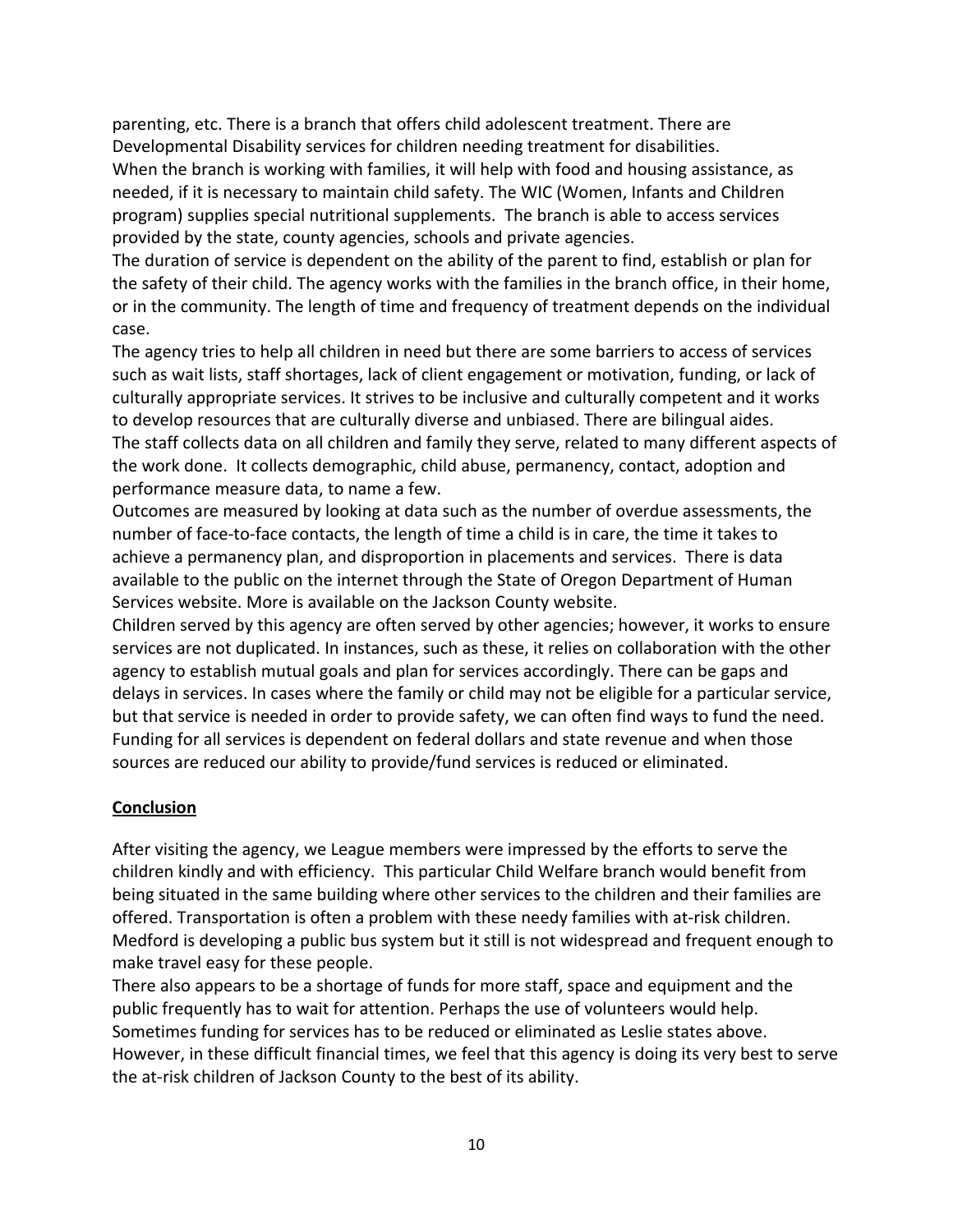parenting, etc. There is a branch that offers child adolescent treatment. There are Developmental Disability services for children needing treatment for disabilities.

When the branch is working with families, it will help with food and housing assistance, as needed, if it is necessary to maintain child safety. The WIC (Women, Infants and Children program) supplies special nutritional supplements. The branch is able to access services provided by the state, county agencies, schools and private agencies.

The duration of service is dependent on the ability of the parent to find, establish or plan for the safety of their child. The agency works with the families in the branch office, in their home, or in the community. The length of time and frequency of treatment depends on the individual case.

The agency tries to help all children in need but there are some barriers to access of services such as wait lists, staff shortages, lack of client engagement or motivation, funding, or lack of culturally appropriate services. It strives to be inclusive and culturally competent and it works to develop resources that are culturally diverse and unbiased. There are bilingual aides.

The staff collects data on all children and family they serve, related to many different aspects of the work done. It collects demographic, child abuse, permanency, contact, adoption and performance measure data, to name a few.

Outcomes are measured by looking at data such as the number of overdue assessments, the number of face-to-face contacts, the length of time a child is in care, the time it takes to achieve a permanency plan, and disproportion in placements and services. There is data available to the public on the internet through the State of Oregon Department of Human Services website. More is available on the Jackson County website.

Children served by this agency are often served by other agencies; however, it works to ensure services are not duplicated. In instances, such as these, it relies on collaboration with the other agency to establish mutual goals and plan for services accordingly. There can be gaps and delays in services. In cases where the family or child may not be eligible for a particular service, but that service is needed in order to provide safety, we can often find ways to fund the need. Funding for all services is dependent on federal dollars and state revenue and when those sources are reduced our ability to provide/fund services is reduced or eliminated.

## Conclusion

After visiting the agency, we League members were impressed by the efforts to serve the children kindly and with efficiency. This particular Child Welfare branch would benefit from being situated in the same building where other services to the children and their families are offered. Transportation is often a problem with these needy families with at-risk children. Medford is developing a public bus system but it still is not widespread and frequent enough to make travel easy for these people.

There also appears to be a shortage of funds for more staff, space and equipment and the public frequently has to wait for attention. Perhaps the use of volunteers would help. Sometimes funding for services has to be reduced or eliminated as Leslie states above. However, in these difficult financial times, we feel that this agency is doing its very best to serve the at-risk children of Jackson County to the best of its ability.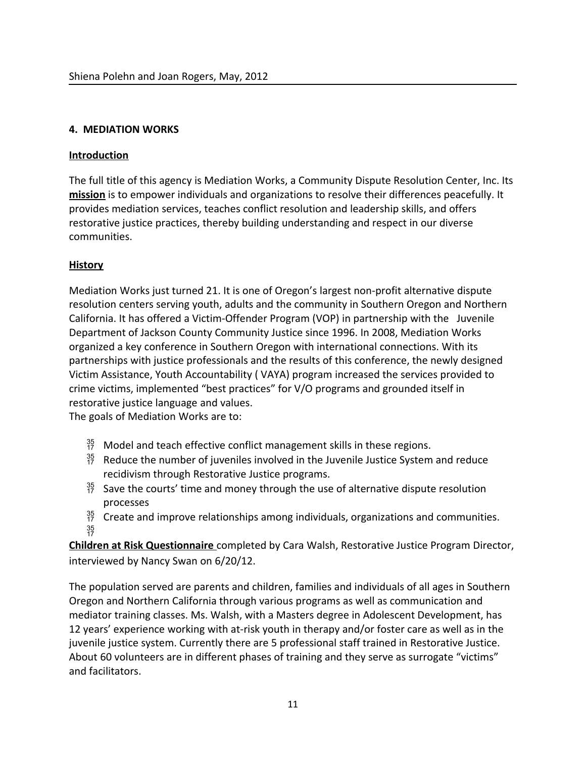## 4. MEDIATION WORKS

**Introduction**

The full title of this agency is Mediation Works, a Community Dispute Resolution Center, Inc. Its **mission** is to empower individuals and organizations to resolve their differences peacefully. It provides mediation services, teaches conflict resolution and leadership skills, and offers restorative justice practices, thereby building understanding and respect in our diverse communities.

**History**

Mediation Works just turned 21. It is one of Oregon's largest non-profit alternative dispute resolution centers serving youth, adults and the community in Southern Oregon and Northern California. It has offered a Victim-Offender Program (VOP) in partnership with the Juvenile Department of Jackson County Community Justice since 1996. In 2008, Mediation Works organized a key conference in Southern Oregon with international connections. With its partnerships with justice professionals and the results of this conference, the newly designed Victim Assistance, Youth Accountability ( VAYA) program increased the services provided to crime victims, implemented "best practices" for V/O programs and grounded itself in restorative justice language and values.
The goals of Mediation Works are to:

- Model and teach effective conflict management skills in these regions.
- Reduce the number of juveniles involved in the Juvenile Justice System and reduce recidivism through Restorative Justice programs.
- Save the courts' time and money through the use of alternative dispute resolution processes
- Create and improve relationships among individuals, organizations and communities.

**Children at Risk Questionnaire** completed by Cara Walsh, Restorative Justice Program Director, interviewed by Nancy Swan on 6/20/12.

The population served are parents and children, families and individuals of all ages in Southern Oregon and Northern California through various programs as well as communication and mediator training classes. Ms. Walsh, with a Masters degree in Adolescent Development, has 12 years' experience working with at-risk youth in therapy and/or foster care as well as in the juvenile justice system. Currently there are 5 professional staff trained in Restorative Justice. About 60 volunteers are in different phases of training and they serve as surrogate "victims" and facilitators.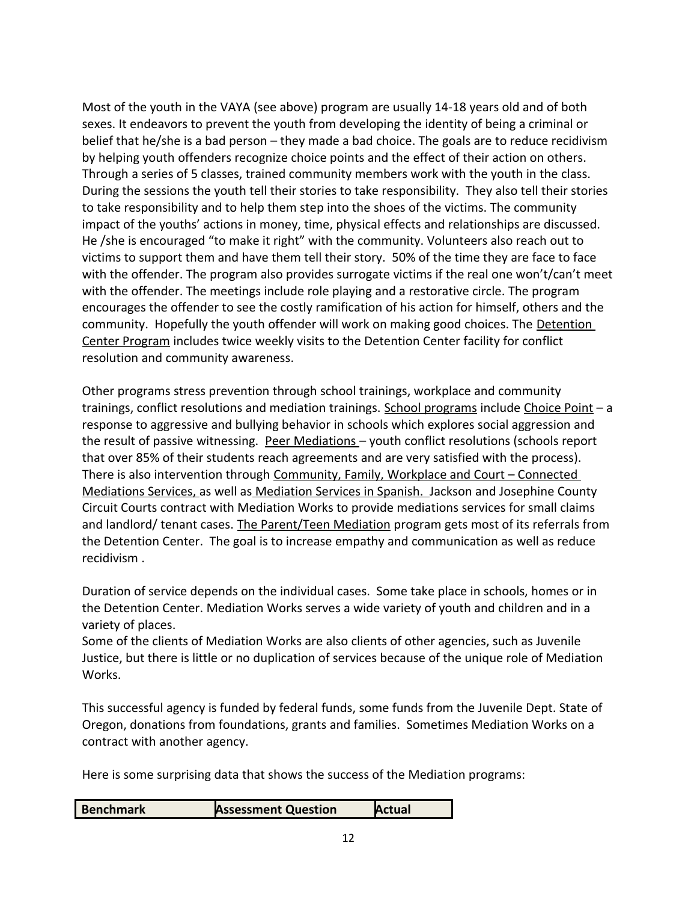Most of the youth in the VAYA (see above) program are usually 14-18 years old and of both sexes. It endeavors to prevent the youth from developing the identity of being a criminal or belief that he/she is a bad person – they made a bad choice. The goals are to reduce recidivism by helping youth offenders recognize choice points and the effect of their action on others. Through a series of 5 classes, trained community members work with the youth in the class. During the sessions the youth tell their stories to take responsibility. They also tell their stories to take responsibility and to help them step into the shoes of the victims. The community impact of the youths' actions in money, time, physical effects and relationships are discussed. He /she is encouraged "to make it right" with the community. Volunteers also reach out to victims to support them and have them tell their story. 50% of the time they are face to face with the offender. The program also provides surrogate victims if the real one won't/can't meet with the offender. The meetings include role playing and a restorative circle. The program encourages the offender to see the costly ramification of his action for himself, others and the community. Hopefully the youth offender will work on making good choices. The Detention Center Program includes twice weekly visits to the Detention Center facility for conflict resolution and community awareness.

Other programs stress prevention through school trainings, workplace and community trainings, conflict resolutions and mediation trainings. School programs include Choice Point – a response to aggressive and bullying behavior in schools which explores social aggression and the result of passive witnessing. Peer Mediations – youth conflict resolutions (schools report that over 85% of their students reach agreements and are very satisfied with the process). There is also intervention through Community, Family, Workplace and Court – Connected Mediations Services, as well as Mediation Services in Spanish. Jackson and Josephine County Circuit Courts contract with Mediation Works to provide mediations services for small claims and landlord/ tenant cases. The Parent/Teen Mediation program gets most of its referrals from the Detention Center. The goal is to increase empathy and communication as well as reduce recidivism .

Duration of service depends on the individual cases. Some take place in schools, homes or in the Detention Center. Mediation Works serves a wide variety of youth and children and in a variety of places.
Some of the clients of Mediation Works are also clients of other agencies, such as Juvenile Justice, but there is little or no duplication of services because of the unique role of Mediation Works.

This successful agency is funded by federal funds, some funds from the Juvenile Dept. State of Oregon, donations from foundations, grants and families. Sometimes Mediation Works on a contract with another agency.

Here is some surprising data that shows the success of the Mediation programs:

| Benchmark | Assessment Question | Actual |
| --- | --- | --- |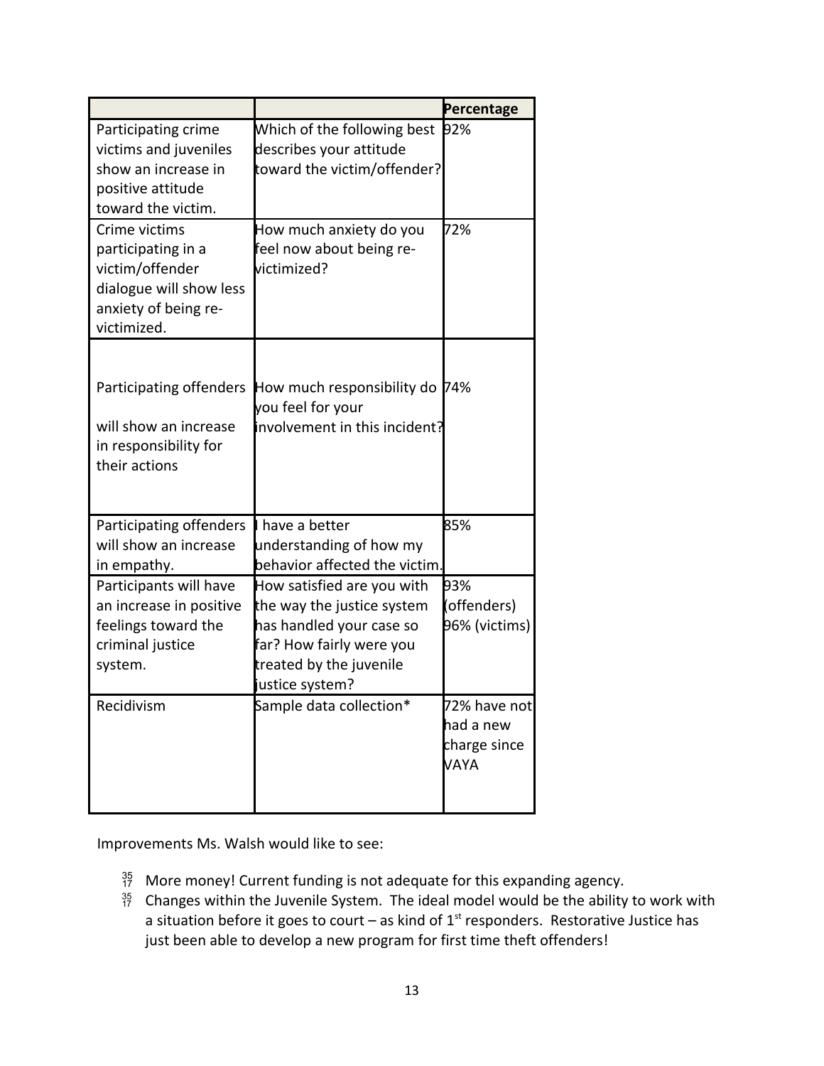| | | Percentage |
|---|---|---|
| Participating crime victims and juveniles show an increase in positive attitude toward the victim. | Which of the following best describes your attitude toward the victim/offender? | 92% |
| Crime victims participating in a victim/offender dialogue will show less anxiety of being re-victimized. | How much anxiety do you feel now about being re-victimized? | 72% |
| Participating offenders will show an increase in responsibility for their actions | How much responsibility do you feel for your involvement in this incident? | 74% |
| Participating offenders will show an increase in empathy. | I have a better understanding of how my behavior affected the victim. | 85% |
| Participants will have an increase in positive feelings toward the criminal justice system. | How satisfied are you with the way the justice system has handled your case so far? How fairly were you treated by the juvenile justice system? | 93% (offenders) 96% (victims) |
| Recidivism | Sample data collection* | 72% have not had a new charge since VAYA |

Improvements Ms. Walsh would like to see:

- More money! Current funding is not adequate for this expanding agency.
- Changes within the Juvenile System. The ideal model would be the ability to work with a situation before it goes to court – as kind of 1st responders. Restorative Justice has just been able to develop a new program for first time theft offenders!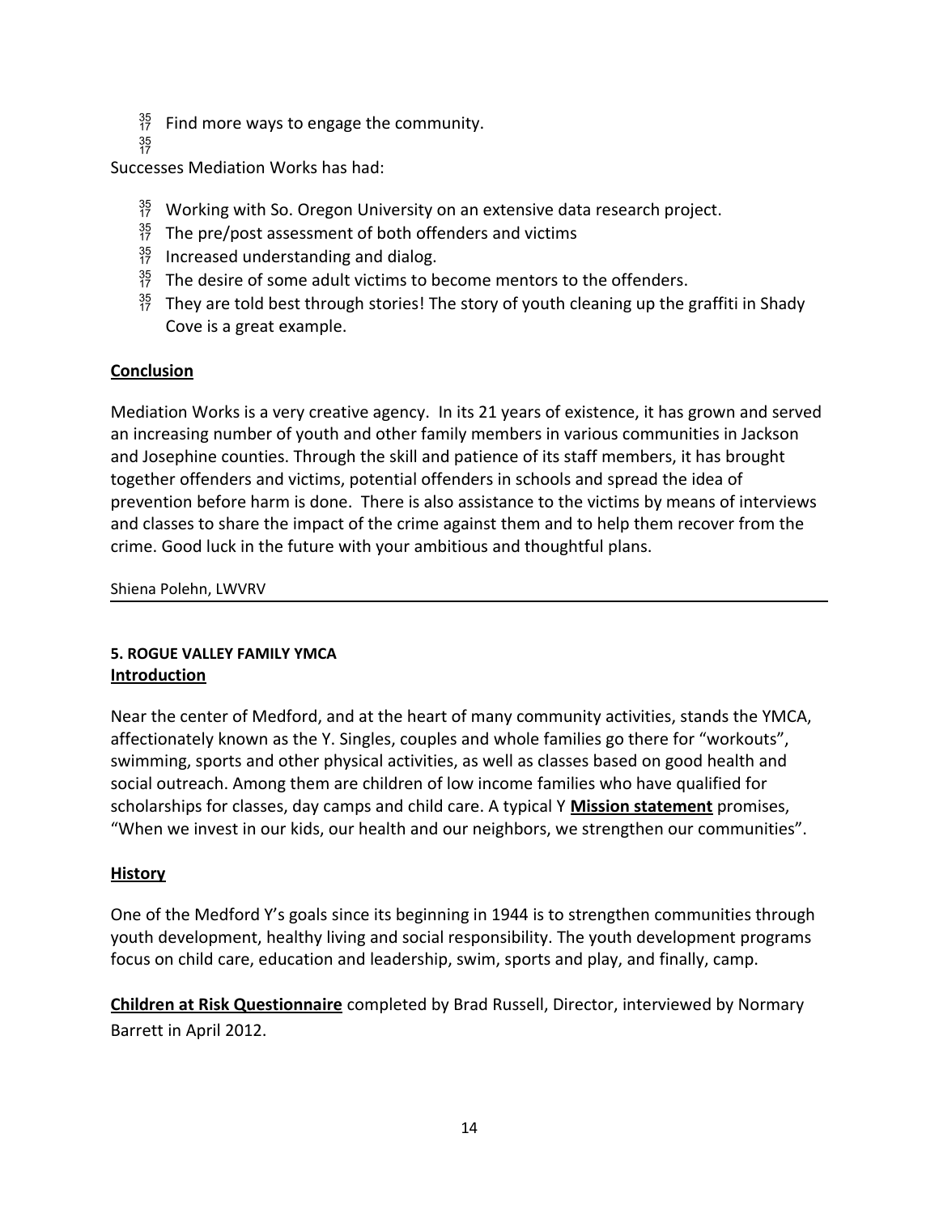- Find more ways to engage the community.

Successes Mediation Works has had:

- Working with So. Oregon University on an extensive data research project.
- The pre/post assessment of both offenders and victims
- Increased understanding and dialog.
- The desire of some adult victims to become mentors to the offenders.
- They are told best through stories! The story of youth cleaning up the graffiti in Shady Cove is a great example.

**Conclusion**

Mediation Works is a very creative agency. In its 21 years of existence, it has grown and served an increasing number of youth and other family members in various communities in Jackson and Josephine counties. Through the skill and patience of its staff members, it has brought together offenders and victims, potential offenders in schools and spread the idea of prevention before harm is done. There is also assistance to the victims by means of interviews and classes to share the impact of the crime against them and to help them recover from the crime. Good luck in the future with your ambitious and thoughtful plans.

Shiena Polehn, LWVRV

---

**5. ROGUE VALLEY FAMILY YMCA**

**Introduction**

Near the center of Medford, and at the heart of many community activities, stands the YMCA, affectionately known as the Y. Singles, couples and whole families go there for "workouts", swimming, sports and other physical activities, as well as classes based on good health and social outreach. Among them are children of low income families who have qualified for scholarships for classes, day camps and child care. A typical Y **Mission statement** promises, "When we invest in our kids, our health and our neighbors, we strengthen our communities".

**History**

One of the Medford Y's goals since its beginning in 1944 is to strengthen communities through youth development, healthy living and social responsibility. The youth development programs focus on child care, education and leadership, swim, sports and play, and finally, camp.

**Children at Risk Questionnaire** completed by Brad Russell, Director, interviewed by Normary Barrett in April 2012.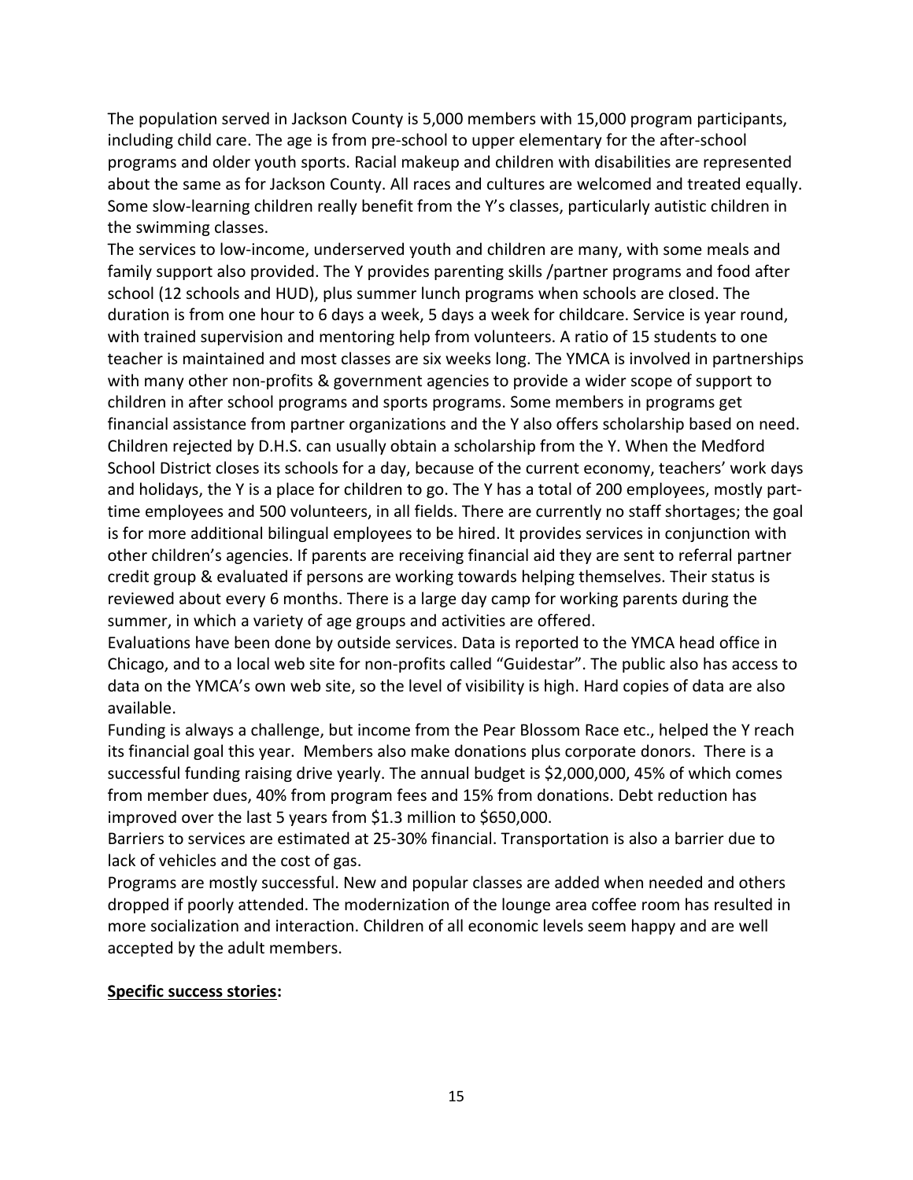The population served in Jackson County is 5,000 members with 15,000 program participants, including child care. The age is from pre-school to upper elementary for the after-school programs and older youth sports. Racial makeup and children with disabilities are represented about the same as for Jackson County. All races and cultures are welcomed and treated equally. Some slow-learning children really benefit from the Y's classes, particularly autistic children in the swimming classes.

The services to low-income, underserved youth and children are many, with some meals and family support also provided. The Y provides parenting skills /partner programs and food after school (12 schools and HUD), plus summer lunch programs when schools are closed. The duration is from one hour to 6 days a week, 5 days a week for childcare. Service is year round, with trained supervision and mentoring help from volunteers. A ratio of 15 students to one teacher is maintained and most classes are six weeks long. The YMCA is involved in partnerships with many other non-profits & government agencies to provide a wider scope of support to children in after school programs and sports programs. Some members in programs get financial assistance from partner organizations and the Y also offers scholarship based on need. Children rejected by D.H.S. can usually obtain a scholarship from the Y. When the Medford School District closes its schools for a day, because of the current economy, teachers' work days and holidays, the Y is a place for children to go. The Y has a total of 200 employees, mostly part-time employees and 500 volunteers, in all fields. There are currently no staff shortages; the goal is for more additional bilingual employees to be hired. It provides services in conjunction with other children's agencies. If parents are receiving financial aid they are sent to referral partner credit group & evaluated if persons are working towards helping themselves. Their status is reviewed about every 6 months. There is a large day camp for working parents during the summer, in which a variety of age groups and activities are offered.

Evaluations have been done by outside services. Data is reported to the YMCA head office in Chicago, and to a local web site for non-profits called "Guidestar". The public also has access to data on the YMCA's own web site, so the level of visibility is high. Hard copies of data are also available.

Funding is always a challenge, but income from the Pear Blossom Race etc., helped the Y reach its financial goal this year. Members also make donations plus corporate donors. There is a successful funding raising drive yearly. The annual budget is $2,000,000, 45% of which comes from member dues, 40% from program fees and 15% from donations. Debt reduction has improved over the last 5 years from $1.3 million to $650,000.

Barriers to services are estimated at 25-30% financial. Transportation is also a barrier due to lack of vehicles and the cost of gas.

Programs are mostly successful. New and popular classes are added when needed and others dropped if poorly attended. The modernization of the lounge area coffee room has resulted in more socialization and interaction. Children of all economic levels seem happy and are well accepted by the adult members.

**Specific success stories:**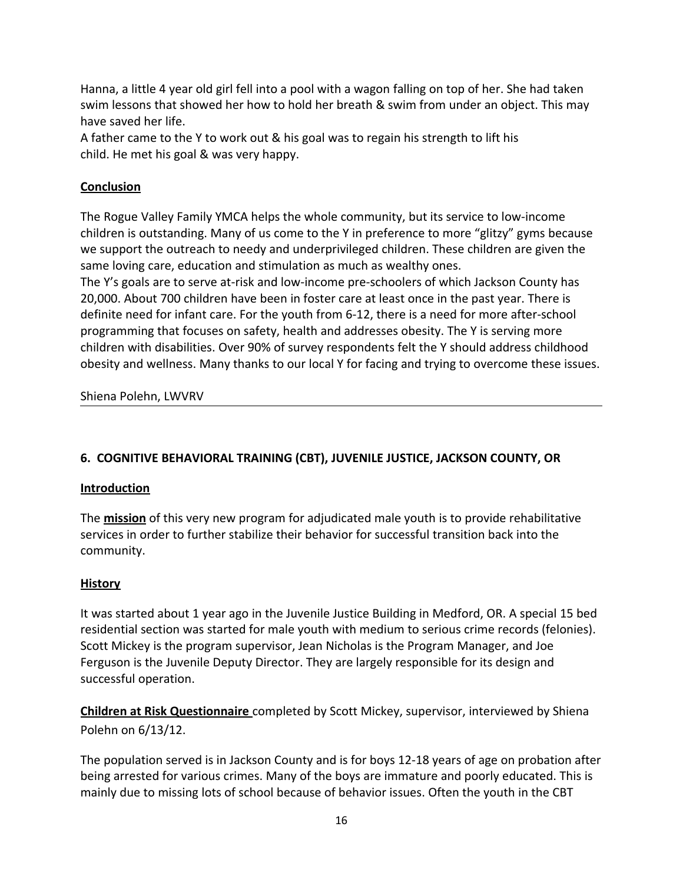Hanna, a little 4 year old girl fell into a pool with a wagon falling on top of her. She had taken swim lessons that showed her how to hold her breath & swim from under an object. This may have saved her life.

A father came to the Y to work out & his goal was to regain his strength to lift his child. He met his goal & was very happy.

**Conclusion**

The Rogue Valley Family YMCA helps the whole community, but its service to low-income children is outstanding. Many of us come to the Y in preference to more "glitzy" gyms because we support the outreach to needy and underprivileged children. These children are given the same loving care, education and stimulation as much as wealthy ones.

The Y's goals are to serve at-risk and low-income pre-schoolers of which Jackson County has 20,000. About 700 children have been in foster care at least once in the past year. There is definite need for infant care. For the youth from 6-12, there is a need for more after-school programming that focuses on safety, health and addresses obesity. The Y is serving more children with disabilities. Over 90% of survey respondents felt the Y should address childhood obesity and wellness. Many thanks to our local Y for facing and trying to overcome these issues.

Shiena Polehn, LWVRV

---

## 6. COGNITIVE BEHAVIORAL TRAINING (CBT), JUVENILE JUSTICE, JACKSON COUNTY, OR

**Introduction**

The **mission** of this very new program for adjudicated male youth is to provide rehabilitative services in order to further stabilize their behavior for successful transition back into the community.

**History**

It was started about 1 year ago in the Juvenile Justice Building in Medford, OR. A special 15 bed residential section was started for male youth with medium to serious crime records (felonies). Scott Mickey is the program supervisor, Jean Nicholas is the Program Manager, and Joe Ferguson is the Juvenile Deputy Director. They are largely responsible for its design and successful operation.

**Children at Risk Questionnaire** completed by Scott Mickey, supervisor, interviewed by Shiena Polehn on 6/13/12.

The population served is in Jackson County and is for boys 12-18 years of age on probation after being arrested for various crimes. Many of the boys are immature and poorly educated. This is mainly due to missing lots of school because of behavior issues. Often the youth in the CBT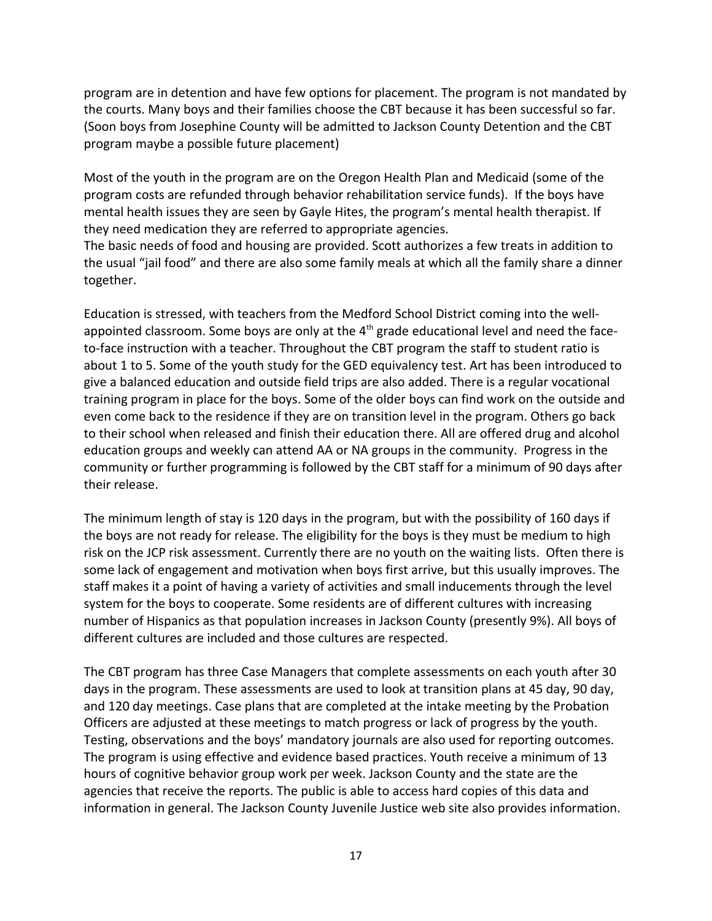program are in detention and have few options for placement. The program is not mandated by the courts. Many boys and their families choose the CBT because it has been successful so far. (Soon boys from Josephine County will be admitted to Jackson County Detention and the CBT program maybe a possible future placement)

Most of the youth in the program are on the Oregon Health Plan and Medicaid (some of the program costs are refunded through behavior rehabilitation service funds). If the boys have mental health issues they are seen by Gayle Hites, the program's mental health therapist. If they need medication they are referred to appropriate agencies.
The basic needs of food and housing are provided. Scott authorizes a few treats in addition to the usual "jail food" and there are also some family meals at which all the family share a dinner together.

Education is stressed, with teachers from the Medford School District coming into the well-appointed classroom. Some boys are only at the 4th grade educational level and need the face-to-face instruction with a teacher. Throughout the CBT program the staff to student ratio is about 1 to 5. Some of the youth study for the GED equivalency test. Art has been introduced to give a balanced education and outside field trips are also added. There is a regular vocational training program in place for the boys. Some of the older boys can find work on the outside and even come back to the residence if they are on transition level in the program. Others go back to their school when released and finish their education there. All are offered drug and alcohol education groups and weekly can attend AA or NA groups in the community. Progress in the community or further programming is followed by the CBT staff for a minimum of 90 days after their release.

The minimum length of stay is 120 days in the program, but with the possibility of 160 days if the boys are not ready for release. The eligibility for the boys is they must be medium to high risk on the JCP risk assessment. Currently there are no youth on the waiting lists. Often there is some lack of engagement and motivation when boys first arrive, but this usually improves. The staff makes it a point of having a variety of activities and small inducements through the level system for the boys to cooperate. Some residents are of different cultures with increasing number of Hispanics as that population increases in Jackson County (presently 9%). All boys of different cultures are included and those cultures are respected.

The CBT program has three Case Managers that complete assessments on each youth after 30 days in the program. These assessments are used to look at transition plans at 45 day, 90 day, and 120 day meetings. Case plans that are completed at the intake meeting by the Probation Officers are adjusted at these meetings to match progress or lack of progress by the youth. Testing, observations and the boys' mandatory journals are also used for reporting outcomes. The program is using effective and evidence based practices. Youth receive a minimum of 13 hours of cognitive behavior group work per week. Jackson County and the state are the agencies that receive the reports. The public is able to access hard copies of this data and information in general. The Jackson County Juvenile Justice web site also provides information.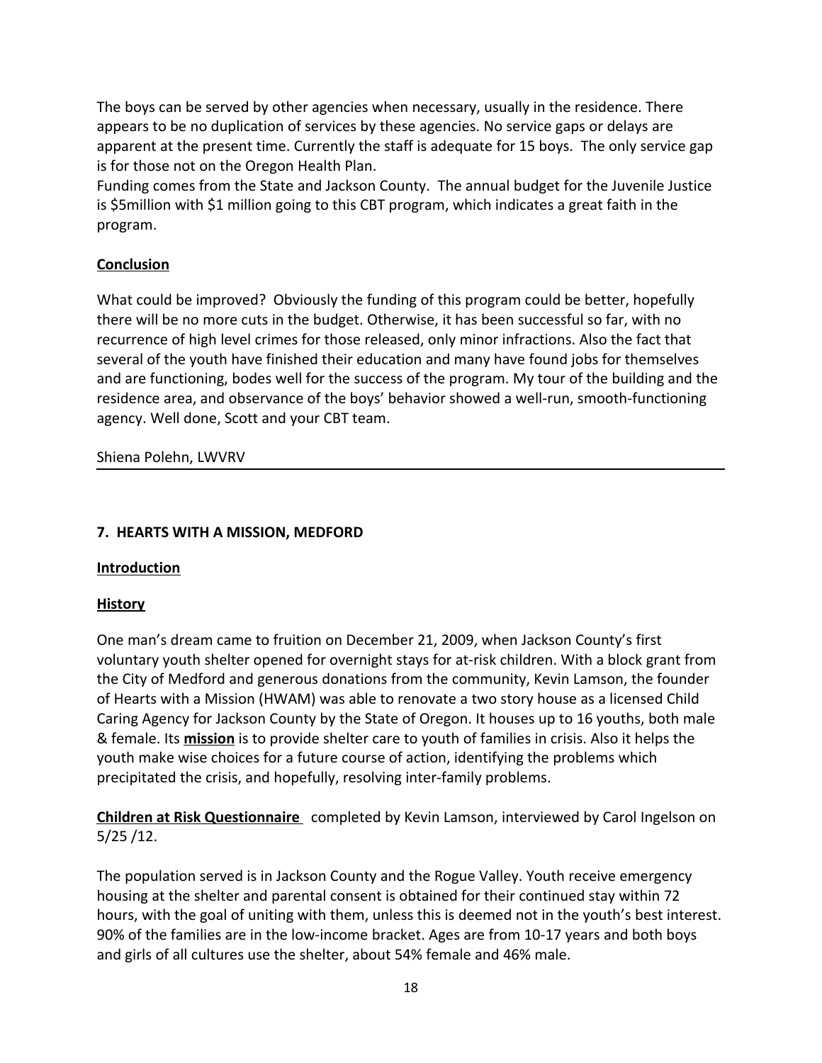The boys can be served by other agencies when necessary, usually in the residence. There appears to be no duplication of services by these agencies. No service gaps or delays are apparent at the present time. Currently the staff is adequate for 15 boys. The only service gap is for those not on the Oregon Health Plan.

Funding comes from the State and Jackson County. The annual budget for the Juvenile Justice is $5million with $1 million going to this CBT program, which indicates a great faith in the program.

**Conclusion**

What could be improved? Obviously the funding of this program could be better, hopefully there will be no more cuts in the budget. Otherwise, it has been successful so far, with no recurrence of high level crimes for those released, only minor infractions. Also the fact that several of the youth have finished their education and many have found jobs for themselves and are functioning, bodes well for the success of the program. My tour of the building and the residence area, and observance of the boys' behavior showed a well-run, smooth-functioning agency. Well done, Scott and your CBT team.

Shiena Polehn, LWVRV

---

## 7. HEARTS WITH A MISSION, MEDFORD

**Introduction**

**History**

One man's dream came to fruition on December 21, 2009, when Jackson County's first voluntary youth shelter opened for overnight stays for at-risk children. With a block grant from the City of Medford and generous donations from the community, Kevin Lamson, the founder of Hearts with a Mission (HWAM) was able to renovate a two story house as a licensed Child Caring Agency for Jackson County by the State of Oregon. It houses up to 16 youths, both male & female. Its **mission** is to provide shelter care to youth of families in crisis. Also it helps the youth make wise choices for a future course of action, identifying the problems which precipitated the crisis, and hopefully, resolving inter-family problems.

**Children at Risk Questionnaire** completed by Kevin Lamson, interviewed by Carol Ingelson on 5/25 /12.

The population served is in Jackson County and the Rogue Valley. Youth receive emergency housing at the shelter and parental consent is obtained for their continued stay within 72 hours, with the goal of uniting with them, unless this is deemed not in the youth's best interest. 90% of the families are in the low-income bracket. Ages are from 10-17 years and both boys and girls of all cultures use the shelter, about 54% female and 46% male.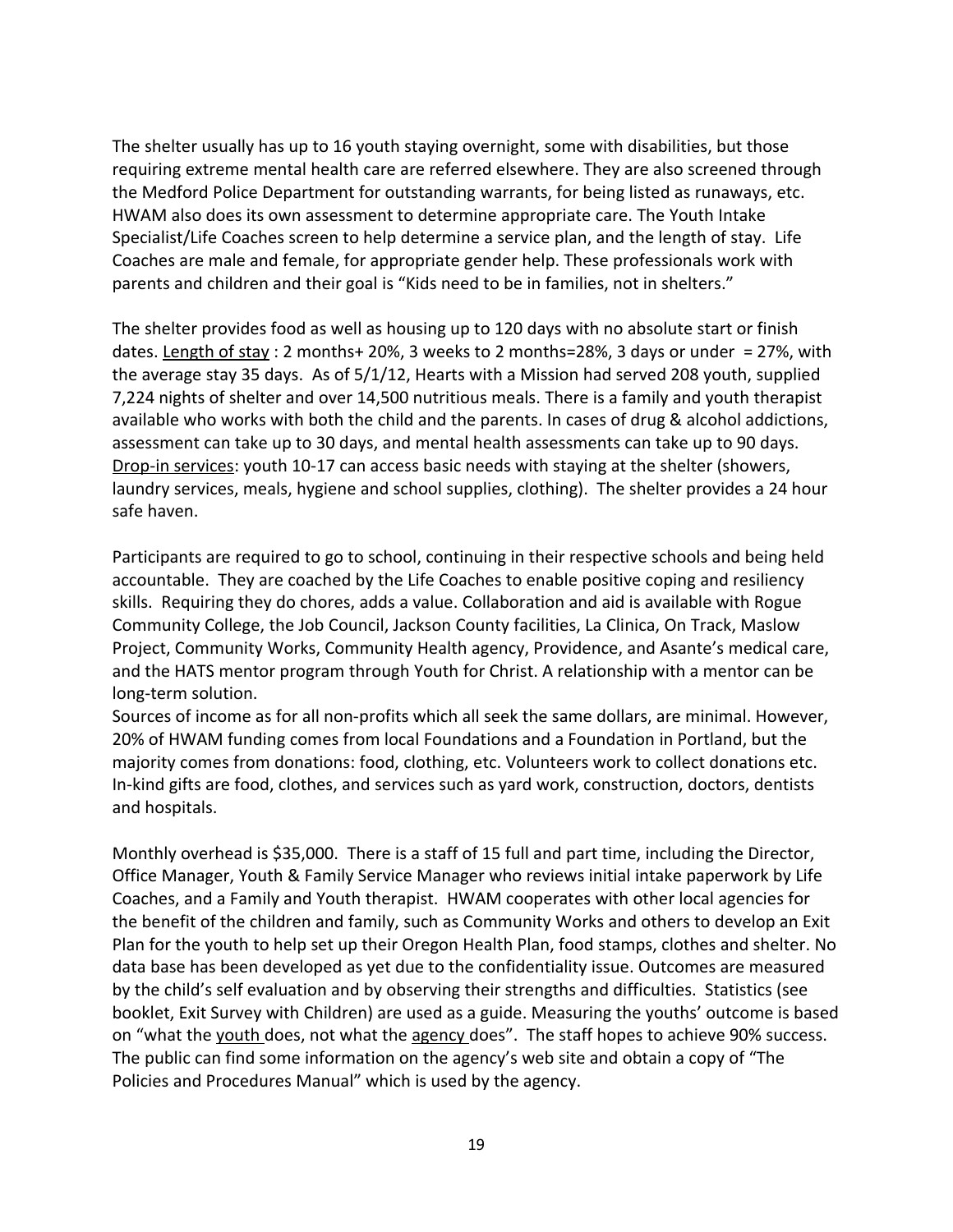The shelter usually has up to 16 youth staying overnight, some with disabilities, but those requiring extreme mental health care are referred elsewhere. They are also screened through the Medford Police Department for outstanding warrants, for being listed as runaways, etc. HWAM also does its own assessment to determine appropriate care. The Youth Intake Specialist/Life Coaches screen to help determine a service plan, and the length of stay. Life Coaches are male and female, for appropriate gender help. These professionals work with parents and children and their goal is "Kids need to be in families, not in shelters."

The shelter provides food as well as housing up to 120 days with no absolute start or finish dates. Length of stay : 2 months+ 20%, 3 weeks to 2 months=28%, 3 days or under = 27%, with the average stay 35 days. As of 5/1/12, Hearts with a Mission had served 208 youth, supplied 7,224 nights of shelter and over 14,500 nutritious meals. There is a family and youth therapist available who works with both the child and the parents. In cases of drug & alcohol addictions, assessment can take up to 30 days, and mental health assessments can take up to 90 days. Drop-in services: youth 10-17 can access basic needs with staying at the shelter (showers, laundry services, meals, hygiene and school supplies, clothing). The shelter provides a 24 hour safe haven.

Participants are required to go to school, continuing in their respective schools and being held accountable. They are coached by the Life Coaches to enable positive coping and resiliency skills. Requiring they do chores, adds a value. Collaboration and aid is available with Rogue Community College, the Job Council, Jackson County facilities, La Clinica, On Track, Maslow Project, Community Works, Community Health agency, Providence, and Asante's medical care, and the HATS mentor program through Youth for Christ. A relationship with a mentor can be long-term solution.

Sources of income as for all non-profits which all seek the same dollars, are minimal. However, 20% of HWAM funding comes from local Foundations and a Foundation in Portland, but the majority comes from donations: food, clothing, etc. Volunteers work to collect donations etc. In-kind gifts are food, clothes, and services such as yard work, construction, doctors, dentists and hospitals.

Monthly overhead is $35,000. There is a staff of 15 full and part time, including the Director, Office Manager, Youth & Family Service Manager who reviews initial intake paperwork by Life Coaches, and a Family and Youth therapist. HWAM cooperates with other local agencies for the benefit of the children and family, such as Community Works and others to develop an Exit Plan for the youth to help set up their Oregon Health Plan, food stamps, clothes and shelter. No data base has been developed as yet due to the confidentiality issue. Outcomes are measured by the child's self evaluation and by observing their strengths and difficulties. Statistics (see booklet, Exit Survey with Children) are used as a guide. Measuring the youths' outcome is based on "what the youth does, not what the agency does". The staff hopes to achieve 90% success. The public can find some information on the agency's web site and obtain a copy of "The Policies and Procedures Manual" which is used by the agency.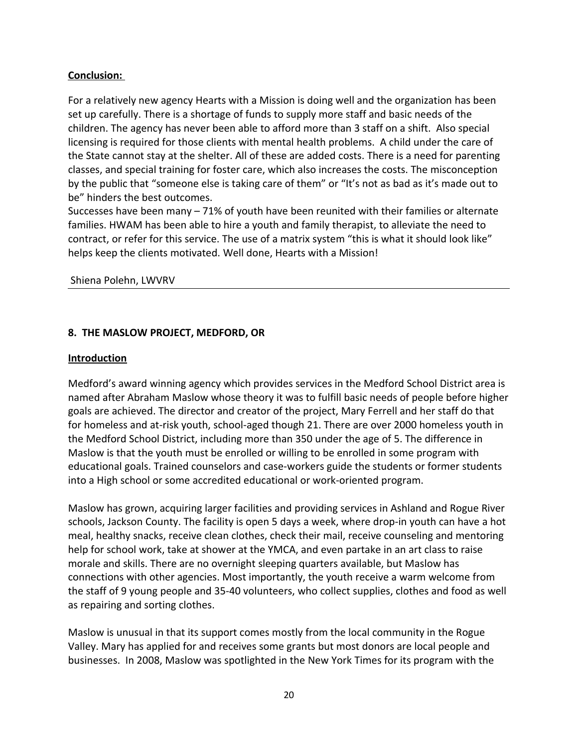**Conclusion:**

For a relatively new agency Hearts with a Mission is doing well and the organization has been set up carefully. There is a shortage of funds to supply more staff and basic needs of the children. The agency has never been able to afford more than 3 staff on a shift. Also special licensing is required for those clients with mental health problems. A child under the care of the State cannot stay at the shelter. All of these are added costs. There is a need for parenting classes, and special training for foster care, which also increases the costs. The misconception by the public that "someone else is taking care of them" or "It's not as bad as it's made out to be" hinders the best outcomes.

Successes have been many – 71% of youth have been reunited with their families or alternate families. HWAM has been able to hire a youth and family therapist, to alleviate the need to contract, or refer for this service. The use of a matrix system "this is what it should look like" helps keep the clients motivated. Well done, Hearts with a Mission!

Shiena Polehn, LWVRV

---

## 8. THE MASLOW PROJECT, MEDFORD, OR

**Introduction**

Medford's award winning agency which provides services in the Medford School District area is named after Abraham Maslow whose theory it was to fulfill basic needs of people before higher goals are achieved. The director and creator of the project, Mary Ferrell and her staff do that for homeless and at-risk youth, school-aged though 21. There are over 2000 homeless youth in the Medford School District, including more than 350 under the age of 5. The difference in Maslow is that the youth must be enrolled or willing to be enrolled in some program with educational goals. Trained counselors and case-workers guide the students or former students into a High school or some accredited educational or work-oriented program.

Maslow has grown, acquiring larger facilities and providing services in Ashland and Rogue River schools, Jackson County. The facility is open 5 days a week, where drop-in youth can have a hot meal, healthy snacks, receive clean clothes, check their mail, receive counseling and mentoring help for school work, take at shower at the YMCA, and even partake in an art class to raise morale and skills. There are no overnight sleeping quarters available, but Maslow has connections with other agencies. Most importantly, the youth receive a warm welcome from the staff of 9 young people and 35-40 volunteers, who collect supplies, clothes and food as well as repairing and sorting clothes.

Maslow is unusual in that its support comes mostly from the local community in the Rogue Valley. Mary has applied for and receives some grants but most donors are local people and businesses. In 2008, Maslow was spotlighted in the New York Times for its program with the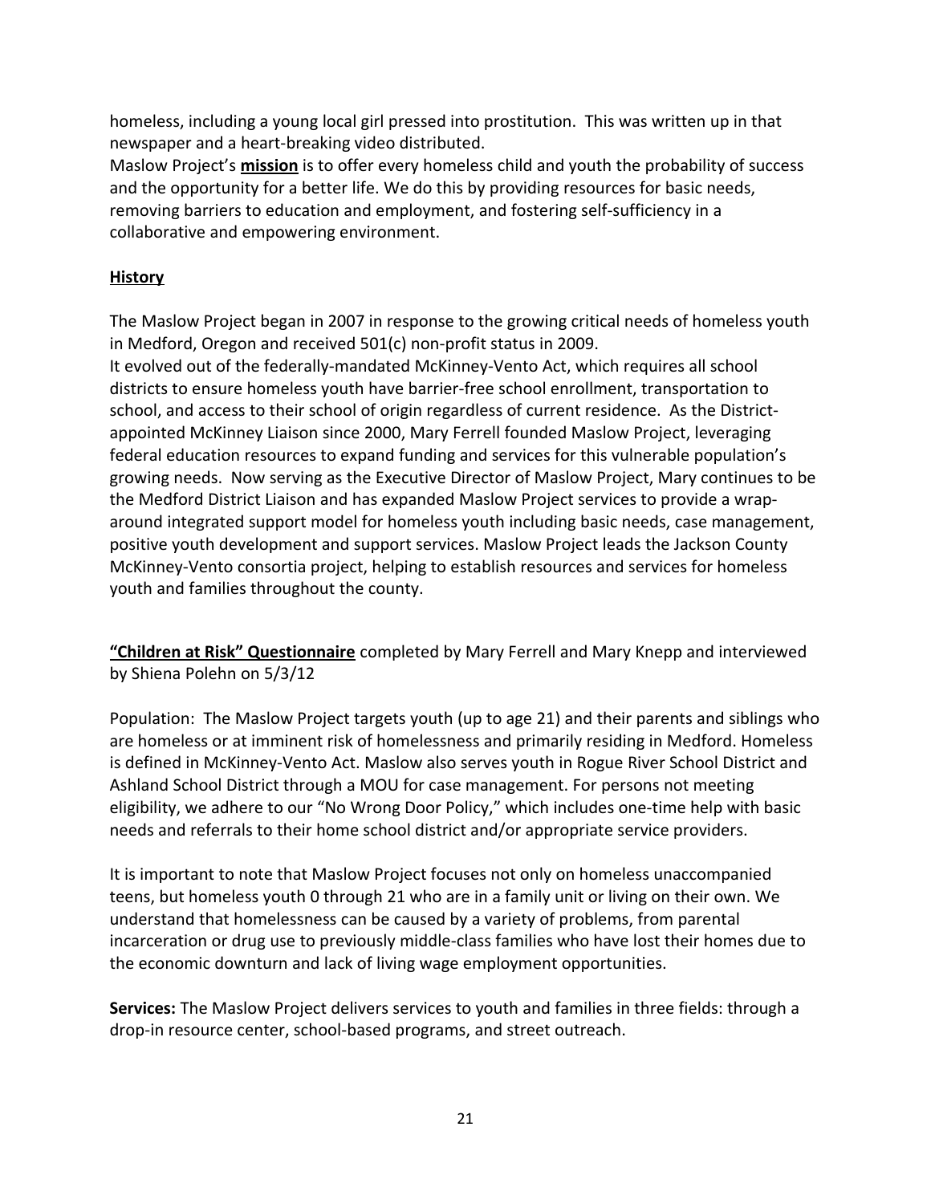homeless, including a young local girl pressed into prostitution. This was written up in that newspaper and a heart-breaking video distributed.

Maslow Project's **mission** is to offer every homeless child and youth the probability of success and the opportunity for a better life. We do this by providing resources for basic needs, removing barriers to education and employment, and fostering self-sufficiency in a collaborative and empowering environment.

## History

The Maslow Project began in 2007 in response to the growing critical needs of homeless youth in Medford, Oregon and received 501(c) non-profit status in 2009.

It evolved out of the federally-mandated McKinney-Vento Act, which requires all school districts to ensure homeless youth have barrier-free school enrollment, transportation to school, and access to their school of origin regardless of current residence. As the District-appointed McKinney Liaison since 2000, Mary Ferrell founded Maslow Project, leveraging federal education resources to expand funding and services for this vulnerable population's growing needs. Now serving as the Executive Director of Maslow Project, Mary continues to be the Medford District Liaison and has expanded Maslow Project services to provide a wrap-around integrated support model for homeless youth including basic needs, case management, positive youth development and support services. Maslow Project leads the Jackson County McKinney-Vento consortia project, helping to establish resources and services for homeless youth and families throughout the county.

**"Children at Risk" Questionnaire** completed by Mary Ferrell and Mary Knepp and interviewed by Shiena Polehn on 5/3/12

Population: The Maslow Project targets youth (up to age 21) and their parents and siblings who are homeless or at imminent risk of homelessness and primarily residing in Medford. Homeless is defined in McKinney-Vento Act. Maslow also serves youth in Rogue River School District and Ashland School District through a MOU for case management. For persons not meeting eligibility, we adhere to our "No Wrong Door Policy," which includes one-time help with basic needs and referrals to their home school district and/or appropriate service providers.

It is important to note that Maslow Project focuses not only on homeless unaccompanied teens, but homeless youth 0 through 21 who are in a family unit or living on their own. We understand that homelessness can be caused by a variety of problems, from parental incarceration or drug use to previously middle-class families who have lost their homes due to the economic downturn and lack of living wage employment opportunities.

**Services:** The Maslow Project delivers services to youth and families in three fields: through a drop-in resource center, school-based programs, and street outreach.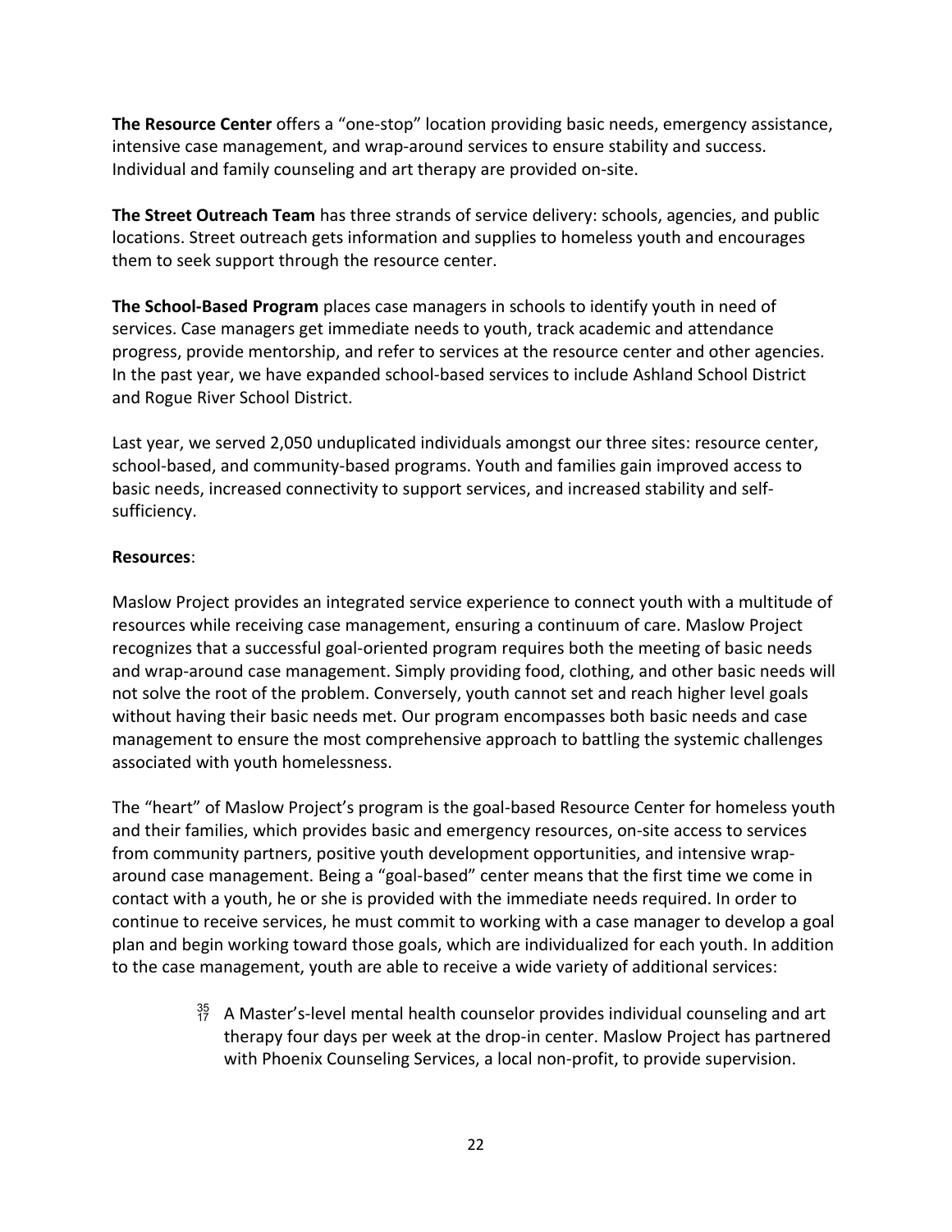**The Resource Center** offers a "one-stop" location providing basic needs, emergency assistance, intensive case management, and wrap-around services to ensure stability and success. Individual and family counseling and art therapy are provided on-site.

**The Street Outreach Team** has three strands of service delivery: schools, agencies, and public locations. Street outreach gets information and supplies to homeless youth and encourages them to seek support through the resource center.

**The School-Based Program** places case managers in schools to identify youth in need of services. Case managers get immediate needs to youth, track academic and attendance progress, provide mentorship, and refer to services at the resource center and other agencies. In the past year, we have expanded school-based services to include Ashland School District and Rogue River School District.

Last year, we served 2,050 unduplicated individuals amongst our three sites: resource center, school-based, and community-based programs. Youth and families gain improved access to basic needs, increased connectivity to support services, and increased stability and self-sufficiency.

**Resources**:

Maslow Project provides an integrated service experience to connect youth with a multitude of resources while receiving case management, ensuring a continuum of care. Maslow Project recognizes that a successful goal-oriented program requires both the meeting of basic needs and wrap-around case management. Simply providing food, clothing, and other basic needs will not solve the root of the problem. Conversely, youth cannot set and reach higher level goals without having their basic needs met. Our program encompasses both basic needs and case management to ensure the most comprehensive approach to battling the systemic challenges associated with youth homelessness.

The "heart" of Maslow Project's program is the goal-based Resource Center for homeless youth and their families, which provides basic and emergency resources, on-site access to services from community partners, positive youth development opportunities, and intensive wrap-around case management. Being a "goal-based" center means that the first time we come in contact with a youth, he or she is provided with the immediate needs required. In order to continue to receive services, he must commit to working with a case manager to develop a goal plan and begin working toward those goals, which are individualized for each youth. In addition to the case management, youth are able to receive a wide variety of additional services:

- A Master's-level mental health counselor provides individual counseling and art therapy four days per week at the drop-in center. Maslow Project has partnered with Phoenix Counseling Services, a local non-profit, to provide supervision.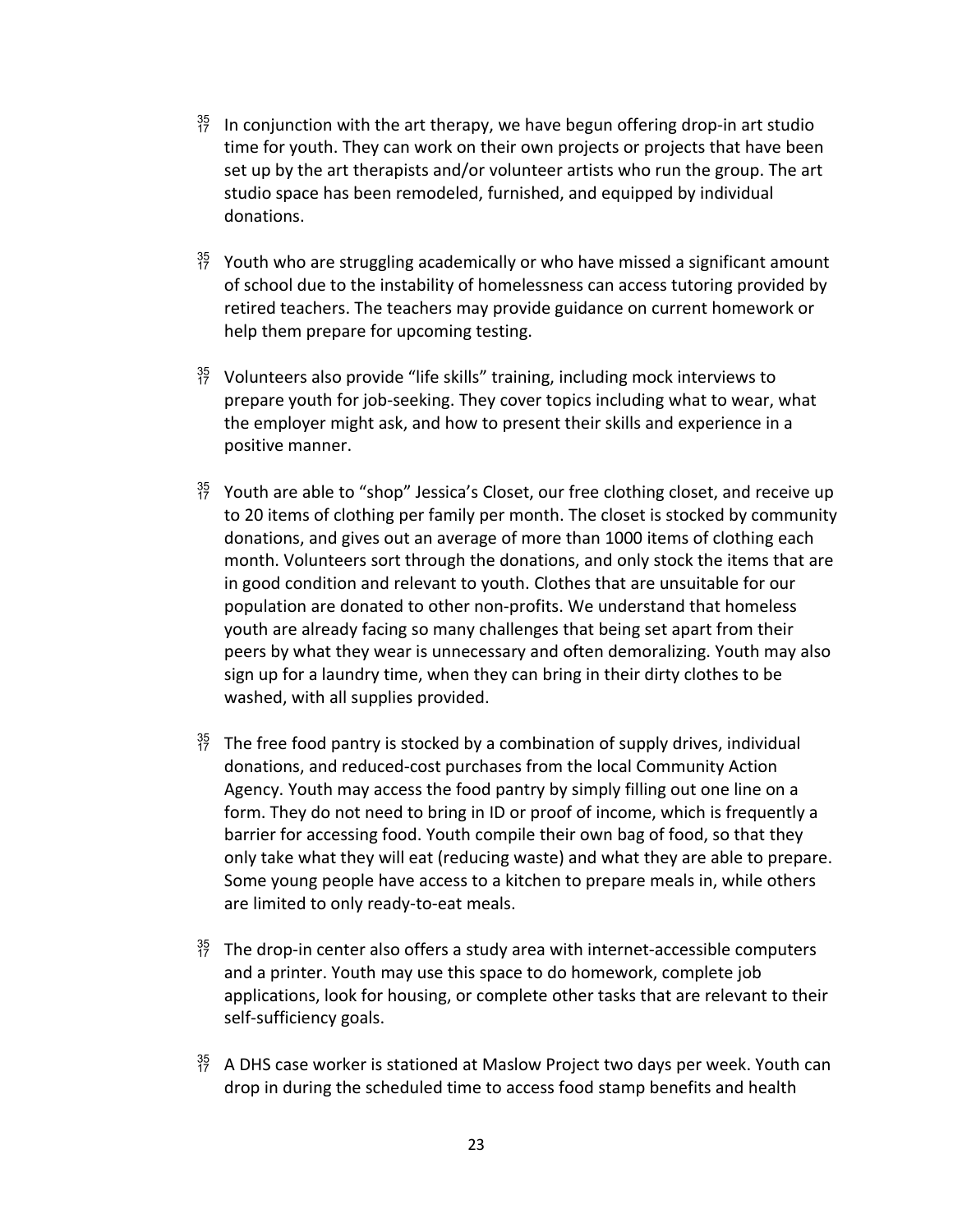- In conjunction with the art therapy, we have begun offering drop-in art studio time for youth. They can work on their own projects or projects that have been set up by the art therapists and/or volunteer artists who run the group. The art studio space has been remodeled, furnished, and equipped by individual donations.

- Youth who are struggling academically or who have missed a significant amount of school due to the instability of homelessness can access tutoring provided by retired teachers. The teachers may provide guidance on current homework or help them prepare for upcoming testing.

- Volunteers also provide "life skills" training, including mock interviews to prepare youth for job-seeking. They cover topics including what to wear, what the employer might ask, and how to present their skills and experience in a positive manner.

- Youth are able to "shop" Jessica's Closet, our free clothing closet, and receive up to 20 items of clothing per family per month. The closet is stocked by community donations, and gives out an average of more than 1000 items of clothing each month. Volunteers sort through the donations, and only stock the items that are in good condition and relevant to youth. Clothes that are unsuitable for our population are donated to other non-profits. We understand that homeless youth are already facing so many challenges that being set apart from their peers by what they wear is unnecessary and often demoralizing. Youth may also sign up for a laundry time, when they can bring in their dirty clothes to be washed, with all supplies provided.

- The free food pantry is stocked by a combination of supply drives, individual donations, and reduced-cost purchases from the local Community Action Agency. Youth may access the food pantry by simply filling out one line on a form. They do not need to bring in ID or proof of income, which is frequently a barrier for accessing food. Youth compile their own bag of food, so that they only take what they will eat (reducing waste) and what they are able to prepare. Some young people have access to a kitchen to prepare meals in, while others are limited to only ready-to-eat meals.

- The drop-in center also offers a study area with internet-accessible computers and a printer. Youth may use this space to do homework, complete job applications, look for housing, or complete other tasks that are relevant to their self-sufficiency goals.

- A DHS case worker is stationed at Maslow Project two days per week. Youth can drop in during the scheduled time to access food stamp benefits and health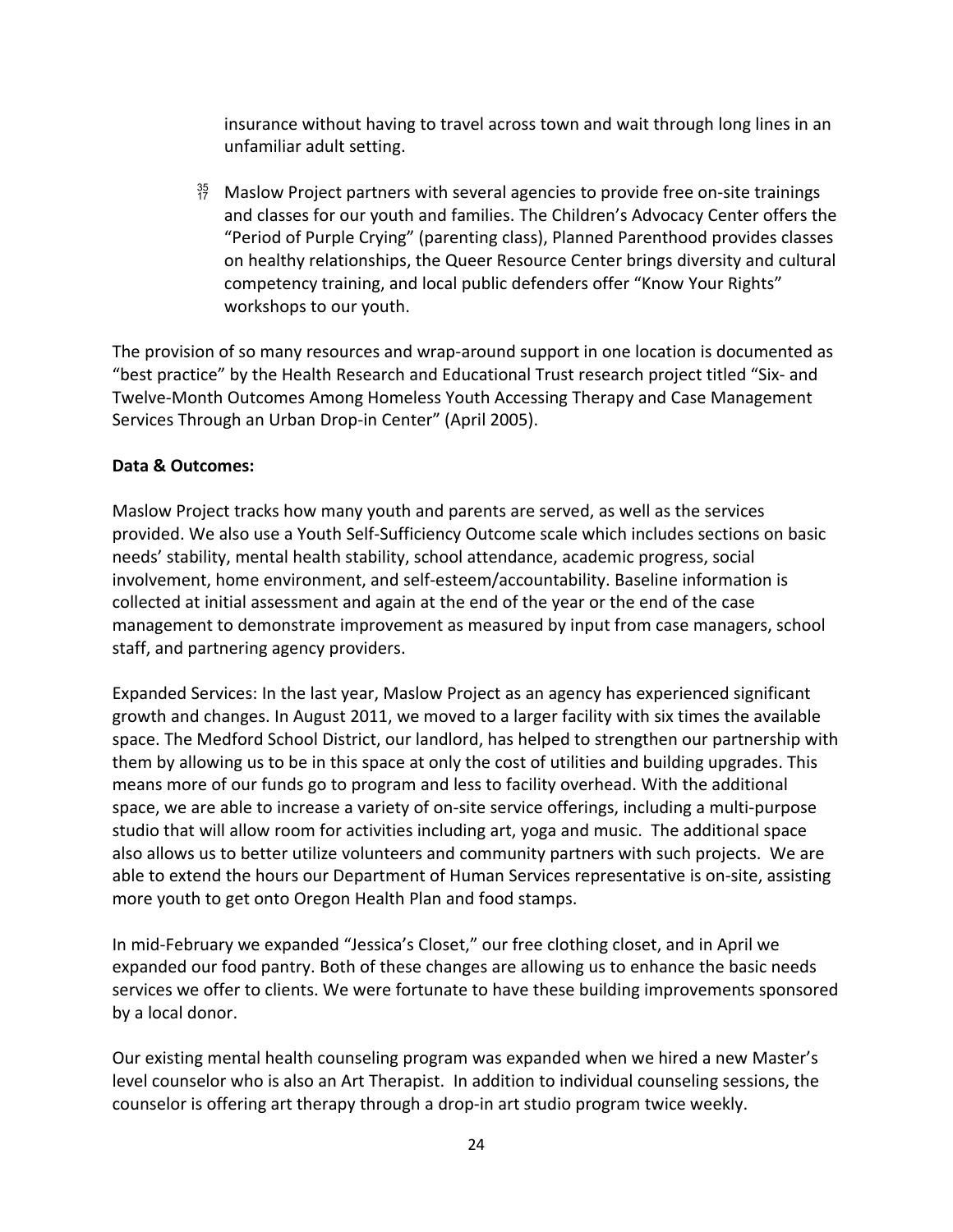insurance without having to travel across town and wait through long lines in an unfamiliar adult setting.

- Maslow Project partners with several agencies to provide free on-site trainings and classes for our youth and families. The Children's Advocacy Center offers the "Period of Purple Crying" (parenting class), Planned Parenthood provides classes on healthy relationships, the Queer Resource Center brings diversity and cultural competency training, and local public defenders offer "Know Your Rights" workshops to our youth.

The provision of so many resources and wrap-around support in one location is documented as "best practice" by the Health Research and Educational Trust research project titled "Six- and Twelve-Month Outcomes Among Homeless Youth Accessing Therapy and Case Management Services Through an Urban Drop-in Center" (April 2005).

**Data & Outcomes:**

Maslow Project tracks how many youth and parents are served, as well as the services provided. We also use a Youth Self-Sufficiency Outcome scale which includes sections on basic needs' stability, mental health stability, school attendance, academic progress, social involvement, home environment, and self-esteem/accountability. Baseline information is collected at initial assessment and again at the end of the year or the end of the case management to demonstrate improvement as measured by input from case managers, school staff, and partnering agency providers.

Expanded Services: In the last year, Maslow Project as an agency has experienced significant growth and changes. In August 2011, we moved to a larger facility with six times the available space. The Medford School District, our landlord, has helped to strengthen our partnership with them by allowing us to be in this space at only the cost of utilities and building upgrades. This means more of our funds go to program and less to facility overhead. With the additional space, we are able to increase a variety of on-site service offerings, including a multi-purpose studio that will allow room for activities including art, yoga and music. The additional space also allows us to better utilize volunteers and community partners with such projects. We are able to extend the hours our Department of Human Services representative is on-site, assisting more youth to get onto Oregon Health Plan and food stamps.

In mid-February we expanded "Jessica's Closet," our free clothing closet, and in April we expanded our food pantry. Both of these changes are allowing us to enhance the basic needs services we offer to clients. We were fortunate to have these building improvements sponsored by a local donor.

Our existing mental health counseling program was expanded when we hired a new Master's level counselor who is also an Art Therapist. In addition to individual counseling sessions, the counselor is offering art therapy through a drop-in art studio program twice weekly.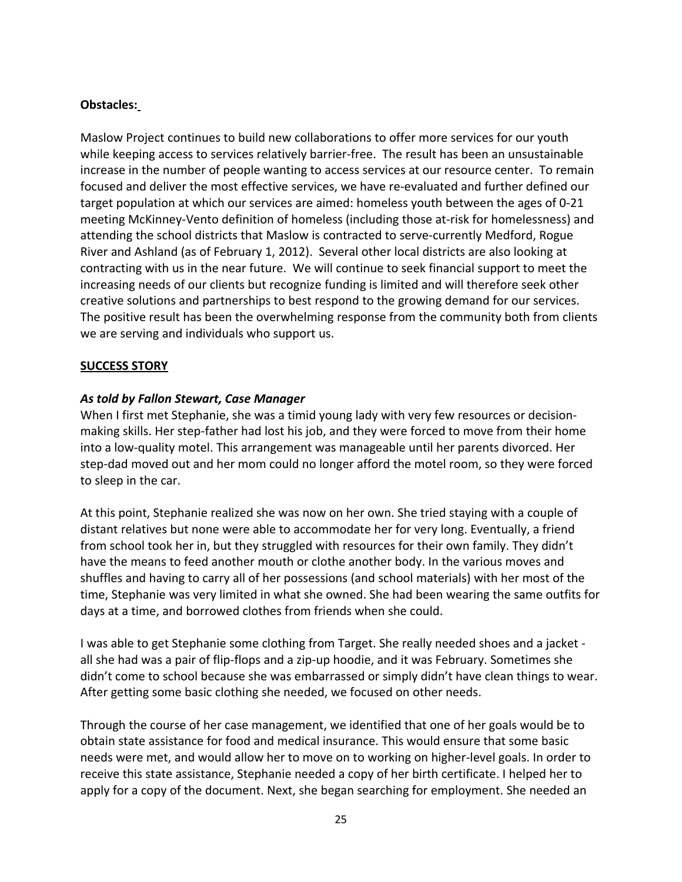**Obstacles:**

Maslow Project continues to build new collaborations to offer more services for our youth while keeping access to services relatively barrier-free. The result has been an unsustainable increase in the number of people wanting to access services at our resource center. To remain focused and deliver the most effective services, we have re-evaluated and further defined our target population at which our services are aimed: homeless youth between the ages of 0-21 meeting McKinney-Vento definition of homeless (including those at-risk for homelessness) and attending the school districts that Maslow is contracted to serve-currently Medford, Rogue River and Ashland (as of February 1, 2012). Several other local districts are also looking at contracting with us in the near future. We will continue to seek financial support to meet the increasing needs of our clients but recognize funding is limited and will therefore seek other creative solutions and partnerships to best respond to the growing demand for our services. The positive result has been the overwhelming response from the community both from clients we are serving and individuals who support us.

**SUCCESS STORY**

***As told by Fallon Stewart, Case Manager***

When I first met Stephanie, she was a timid young lady with very few resources or decision-making skills. Her step-father had lost his job, and they were forced to move from their home into a low-quality motel. This arrangement was manageable until her parents divorced. Her step-dad moved out and her mom could no longer afford the motel room, so they were forced to sleep in the car.

At this point, Stephanie realized she was now on her own. She tried staying with a couple of distant relatives but none were able to accommodate her for very long. Eventually, a friend from school took her in, but they struggled with resources for their own family. They didn't have the means to feed another mouth or clothe another body. In the various moves and shuffles and having to carry all of her possessions (and school materials) with her most of the time, Stephanie was very limited in what she owned. She had been wearing the same outfits for days at a time, and borrowed clothes from friends when she could.

I was able to get Stephanie some clothing from Target. She really needed shoes and a jacket - all she had was a pair of flip-flops and a zip-up hoodie, and it was February. Sometimes she didn't come to school because she was embarrassed or simply didn't have clean things to wear. After getting some basic clothing she needed, we focused on other needs.

Through the course of her case management, we identified that one of her goals would be to obtain state assistance for food and medical insurance. This would ensure that some basic needs were met, and would allow her to move on to working on higher-level goals. In order to receive this state assistance, Stephanie needed a copy of her birth certificate. I helped her to apply for a copy of the document. Next, she began searching for employment. She needed an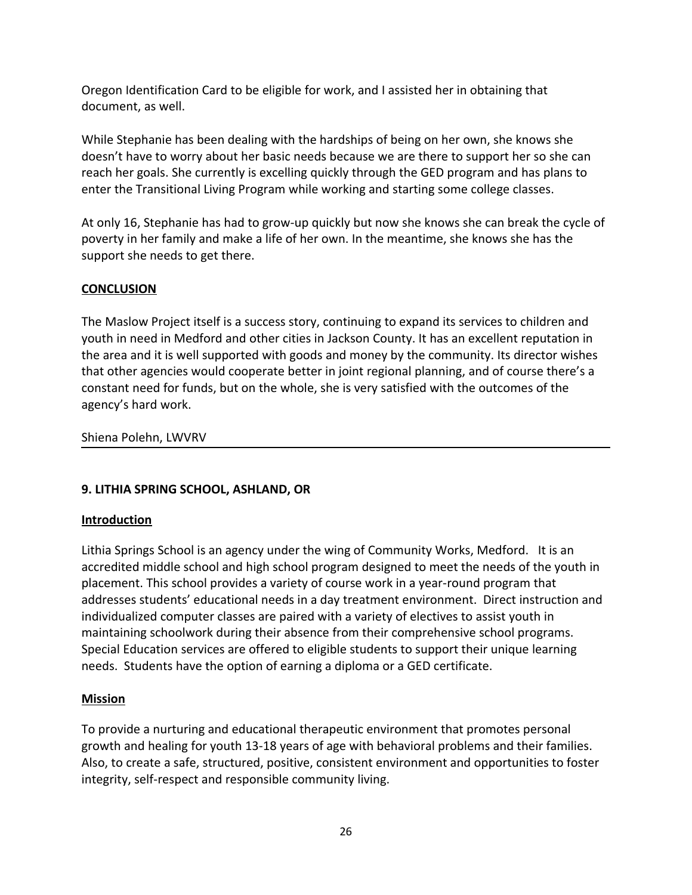Oregon Identification Card to be eligible for work, and I assisted her in obtaining that document, as well.

While Stephanie has been dealing with the hardships of being on her own, she knows she doesn't have to worry about her basic needs because we are there to support her so she can reach her goals. She currently is excelling quickly through the GED program and has plans to enter the Transitional Living Program while working and starting some college classes.

At only 16, Stephanie has had to grow-up quickly but now she knows she can break the cycle of poverty in her family and make a life of her own. In the meantime, she knows she has the support she needs to get there.

**CONCLUSION**

The Maslow Project itself is a success story, continuing to expand its services to children and youth in need in Medford and other cities in Jackson County. It has an excellent reputation in the area and it is well supported with goods and money by the community. Its director wishes that other agencies would cooperate better in joint regional planning, and of course there's a constant need for funds, but on the whole, she is very satisfied with the outcomes of the agency's hard work.

Shiena Polehn, LWVRV

---

## 9. LITHIA SPRING SCHOOL, ASHLAND, OR

**Introduction**

Lithia Springs School is an agency under the wing of Community Works, Medford. It is an accredited middle school and high school program designed to meet the needs of the youth in placement. This school provides a variety of course work in a year-round program that addresses students' educational needs in a day treatment environment. Direct instruction and individualized computer classes are paired with a variety of electives to assist youth in maintaining schoolwork during their absence from their comprehensive school programs. Special Education services are offered to eligible students to support their unique learning needs. Students have the option of earning a diploma or a GED certificate.

**Mission**

To provide a nurturing and educational therapeutic environment that promotes personal growth and healing for youth 13-18 years of age with behavioral problems and their families. Also, to create a safe, structured, positive, consistent environment and opportunities to foster integrity, self-respect and responsible community living.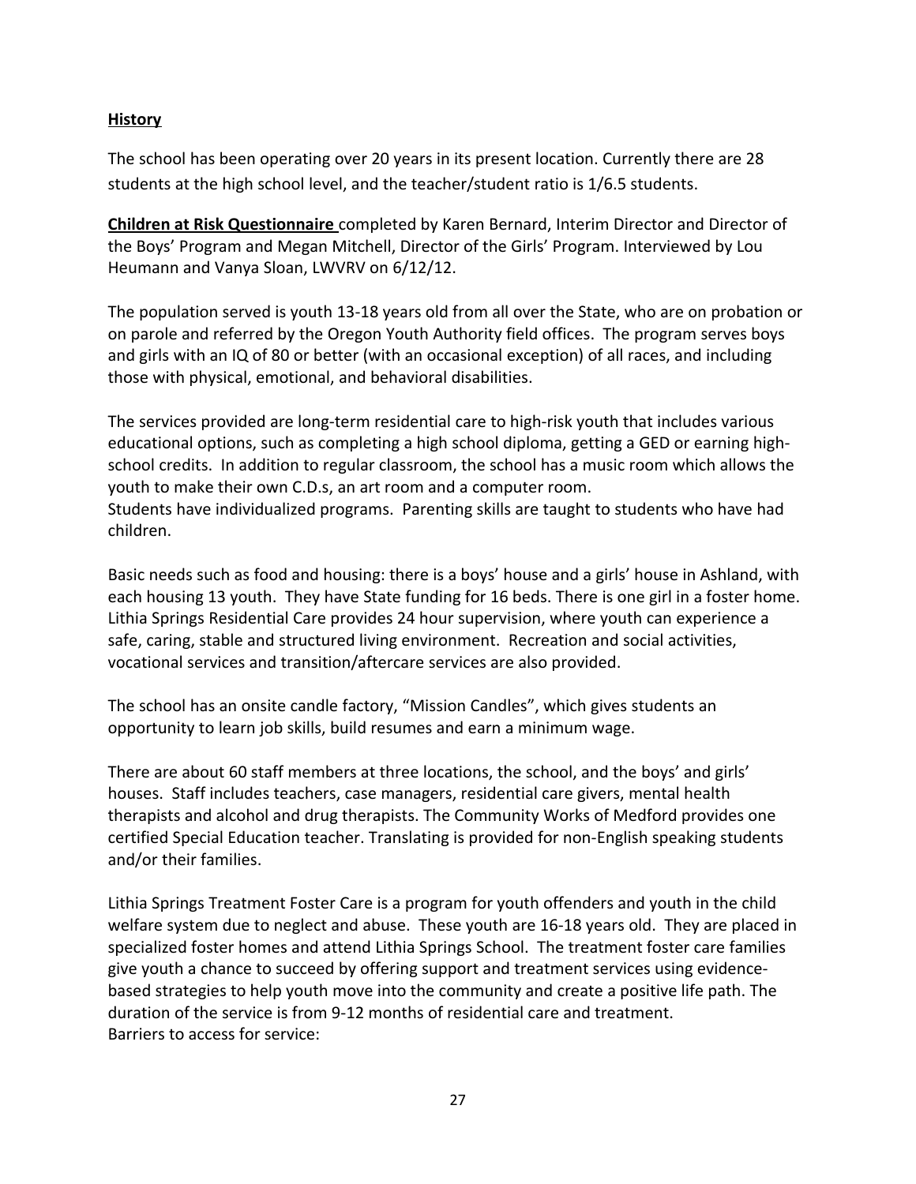**History**

The school has been operating over 20 years in its present location. Currently there are 28 students at the high school level, and the teacher/student ratio is 1/6.5 students.

**Children at Risk Questionnaire** completed by Karen Bernard, Interim Director and Director of the Boys' Program and Megan Mitchell, Director of the Girls' Program. Interviewed by Lou Heumann and Vanya Sloan, LWVRV on 6/12/12.

The population served is youth 13-18 years old from all over the State, who are on probation or on parole and referred by the Oregon Youth Authority field offices. The program serves boys and girls with an IQ of 80 or better (with an occasional exception) of all races, and including those with physical, emotional, and behavioral disabilities.

The services provided are long-term residential care to high-risk youth that includes various educational options, such as completing a high school diploma, getting a GED or earning high-school credits. In addition to regular classroom, the school has a music room which allows the youth to make their own C.D.s, an art room and a computer room.
Students have individualized programs. Parenting skills are taught to students who have had children.

Basic needs such as food and housing: there is a boys' house and a girls' house in Ashland, with each housing 13 youth. They have State funding for 16 beds. There is one girl in a foster home. Lithia Springs Residential Care provides 24 hour supervision, where youth can experience a safe, caring, stable and structured living environment. Recreation and social activities, vocational services and transition/aftercare services are also provided.

The school has an onsite candle factory, "Mission Candles", which gives students an opportunity to learn job skills, build resumes and earn a minimum wage.

There are about 60 staff members at three locations, the school, and the boys' and girls' houses. Staff includes teachers, case managers, residential care givers, mental health therapists and alcohol and drug therapists. The Community Works of Medford provides one certified Special Education teacher. Translating is provided for non-English speaking students and/or their families.

Lithia Springs Treatment Foster Care is a program for youth offenders and youth in the child welfare system due to neglect and abuse. These youth are 16-18 years old. They are placed in specialized foster homes and attend Lithia Springs School. The treatment foster care families give youth a chance to succeed by offering support and treatment services using evidence-based strategies to help youth move into the community and create a positive life path. The duration of the service is from 9-12 months of residential care and treatment.
Barriers to access for service: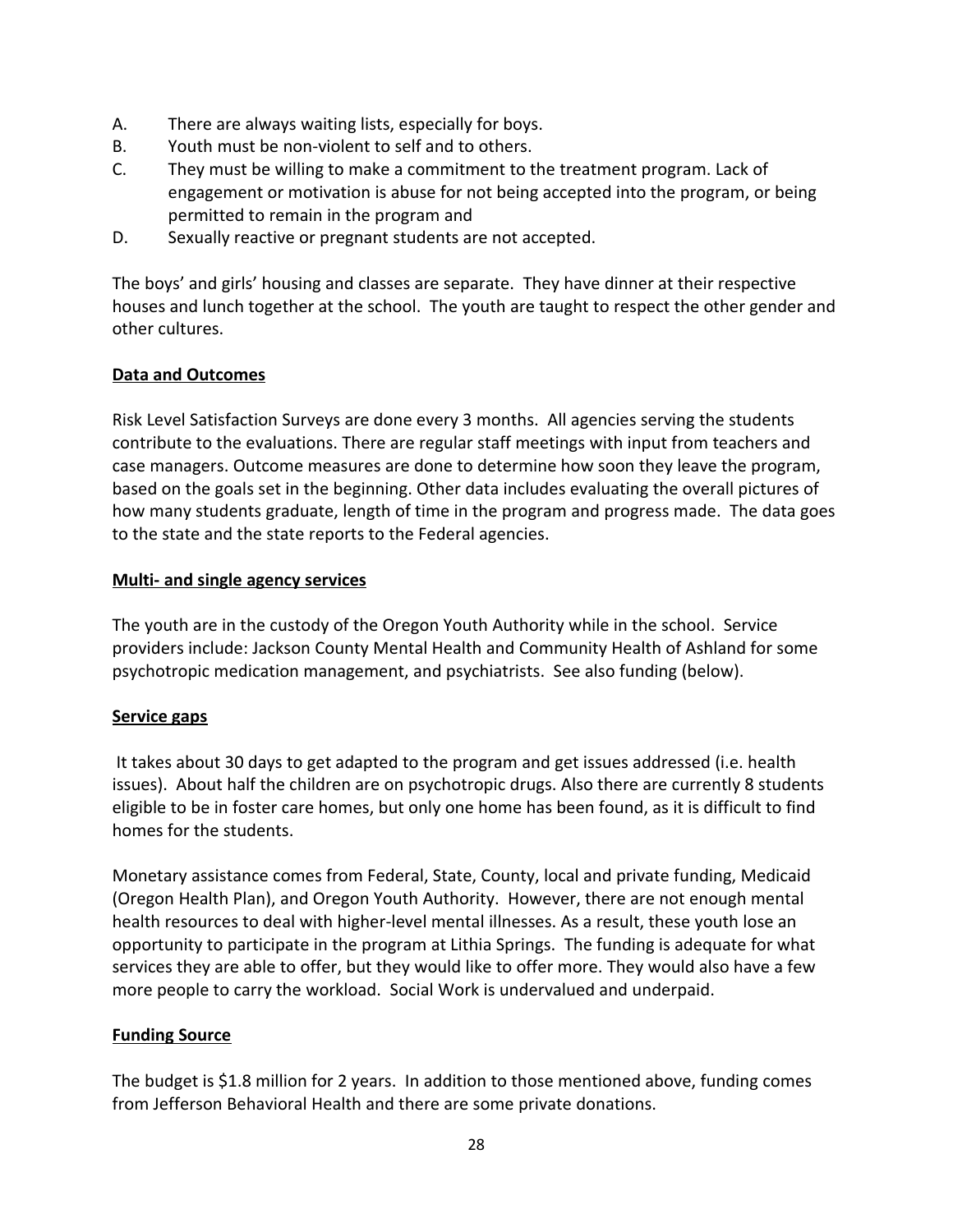A. There are always waiting lists, especially for boys.
B. Youth must be non-violent to self and to others.
C. They must be willing to make a commitment to the treatment program. Lack of engagement or motivation is abuse for not being accepted into the program, or being permitted to remain in the program and
D. Sexually reactive or pregnant students are not accepted.

The boys' and girls' housing and classes are separate. They have dinner at their respective houses and lunch together at the school. The youth are taught to respect the other gender and other cultures.

**Data and Outcomes**

Risk Level Satisfaction Surveys are done every 3 months. All agencies serving the students contribute to the evaluations. There are regular staff meetings with input from teachers and case managers. Outcome measures are done to determine how soon they leave the program, based on the goals set in the beginning. Other data includes evaluating the overall pictures of how many students graduate, length of time in the program and progress made. The data goes to the state and the state reports to the Federal agencies.

**Multi- and single agency services**

The youth are in the custody of the Oregon Youth Authority while in the school. Service providers include: Jackson County Mental Health and Community Health of Ashland for some psychotropic medication management, and psychiatrists. See also funding (below).

**Service gaps**

It takes about 30 days to get adapted to the program and get issues addressed (i.e. health issues). About half the children are on psychotropic drugs. Also there are currently 8 students eligible to be in foster care homes, but only one home has been found, as it is difficult to find homes for the students.

Monetary assistance comes from Federal, State, County, local and private funding, Medicaid (Oregon Health Plan), and Oregon Youth Authority. However, there are not enough mental health resources to deal with higher-level mental illnesses. As a result, these youth lose an opportunity to participate in the program at Lithia Springs. The funding is adequate for what services they are able to offer, but they would like to offer more. They would also have a few more people to carry the workload. Social Work is undervalued and underpaid.

**Funding Source**

The budget is $1.8 million for 2 years. In addition to those mentioned above, funding comes from Jefferson Behavioral Health and there are some private donations.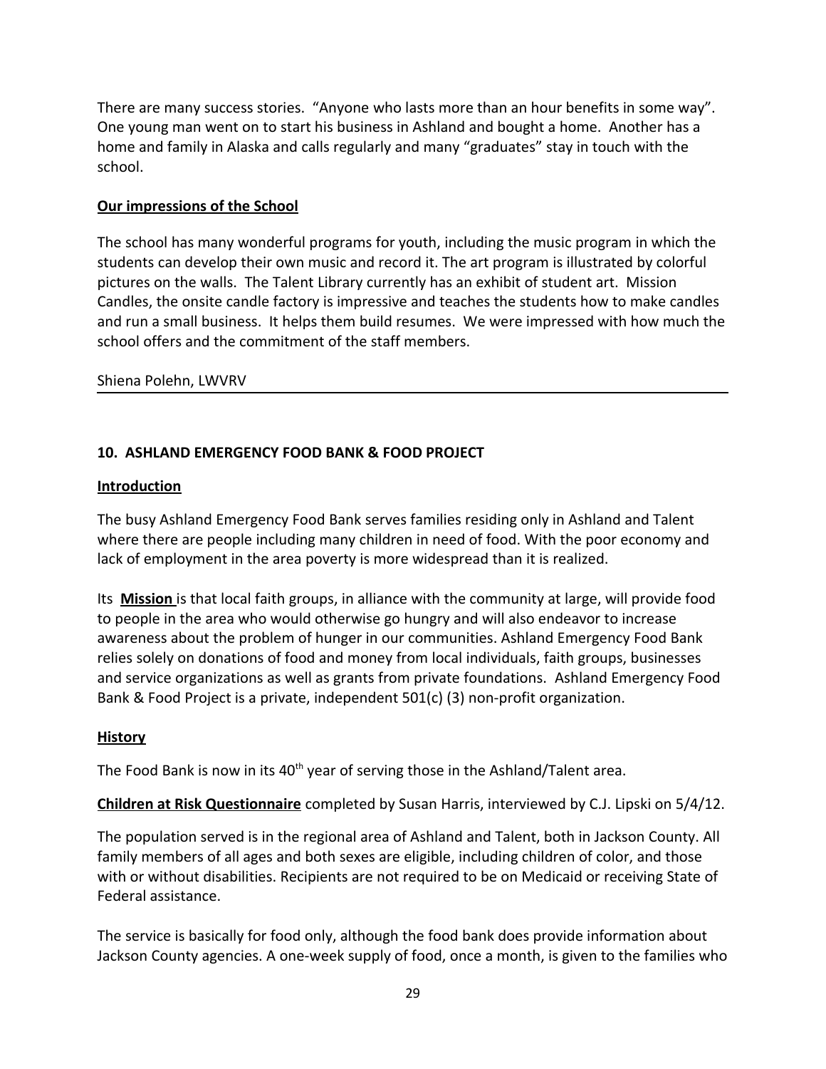There are many success stories. "Anyone who lasts more than an hour benefits in some way". One young man went on to start his business in Ashland and bought a home. Another has a home and family in Alaska and calls regularly and many "graduates" stay in touch with the school.

**Our impressions of the School**

The school has many wonderful programs for youth, including the music program in which the students can develop their own music and record it. The art program is illustrated by colorful pictures on the walls. The Talent Library currently has an exhibit of student art. Mission Candles, the onsite candle factory is impressive and teaches the students how to make candles and run a small business. It helps them build resumes. We were impressed with how much the school offers and the commitment of the staff members.

Shiena Polehn, LWVRV

---

## 10. ASHLAND EMERGENCY FOOD BANK & FOOD PROJECT

**Introduction**

The busy Ashland Emergency Food Bank serves families residing only in Ashland and Talent where there are people including many children in need of food. With the poor economy and lack of employment in the area poverty is more widespread than it is realized.

Its **Mission** is that local faith groups, in alliance with the community at large, will provide food to people in the area who would otherwise go hungry and will also endeavor to increase awareness about the problem of hunger in our communities. Ashland Emergency Food Bank relies solely on donations of food and money from local individuals, faith groups, businesses and service organizations as well as grants from private foundations. Ashland Emergency Food Bank & Food Project is a private, independent 501(c) (3) non-profit organization.

**History**

The Food Bank is now in its 40th year of serving those in the Ashland/Talent area.

**Children at Risk Questionnaire** completed by Susan Harris, interviewed by C.J. Lipski on 5/4/12.

The population served is in the regional area of Ashland and Talent, both in Jackson County. All family members of all ages and both sexes are eligible, including children of color, and those with or without disabilities. Recipients are not required to be on Medicaid or receiving State of Federal assistance.

The service is basically for food only, although the food bank does provide information about Jackson County agencies. A one-week supply of food, once a month, is given to the families who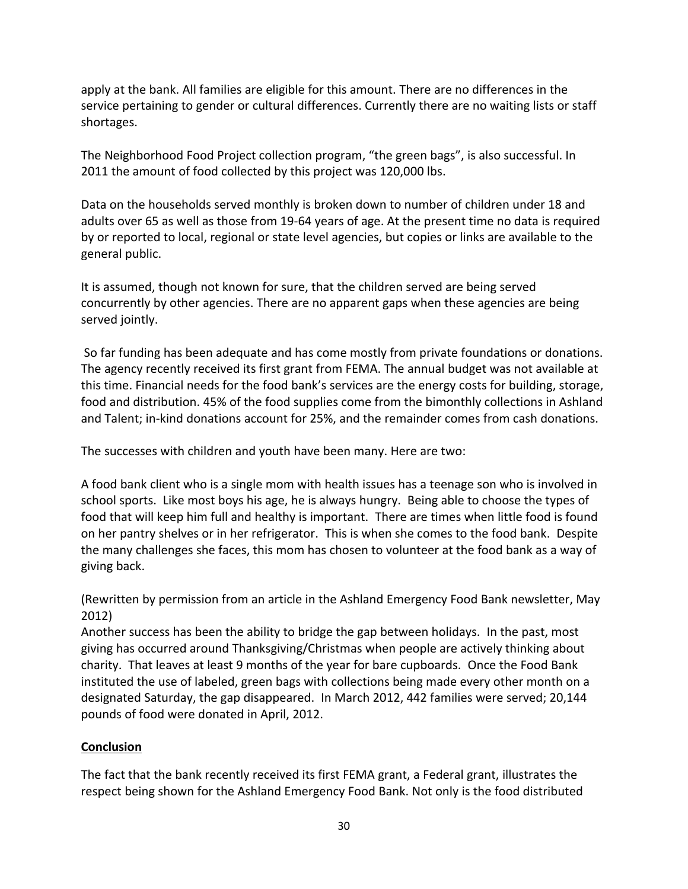apply at the bank. All families are eligible for this amount. There are no differences in the service pertaining to gender or cultural differences. Currently there are no waiting lists or staff shortages.

The Neighborhood Food Project collection program, "the green bags", is also successful. In 2011 the amount of food collected by this project was 120,000 lbs.

Data on the households served monthly is broken down to number of children under 18 and adults over 65 as well as those from 19-64 years of age. At the present time no data is required by or reported to local, regional or state level agencies, but copies or links are available to the general public.

It is assumed, though not known for sure, that the children served are being served concurrently by other agencies. There are no apparent gaps when these agencies are being served jointly.

So far funding has been adequate and has come mostly from private foundations or donations. The agency recently received its first grant from FEMA. The annual budget was not available at this time. Financial needs for the food bank's services are the energy costs for building, storage, food and distribution. 45% of the food supplies come from the bimonthly collections in Ashland and Talent; in-kind donations account for 25%, and the remainder comes from cash donations.

The successes with children and youth have been many. Here are two:

A food bank client who is a single mom with health issues has a teenage son who is involved in school sports. Like most boys his age, he is always hungry. Being able to choose the types of food that will keep him full and healthy is important. There are times when little food is found on her pantry shelves or in her refrigerator. This is when she comes to the food bank. Despite the many challenges she faces, this mom has chosen to volunteer at the food bank as a way of giving back.

(Rewritten by permission from an article in the Ashland Emergency Food Bank newsletter, May 2012)

Another success has been the ability to bridge the gap between holidays. In the past, most giving has occurred around Thanksgiving/Christmas when people are actively thinking about charity. That leaves at least 9 months of the year for bare cupboards. Once the Food Bank instituted the use of labeled, green bags with collections being made every other month on a designated Saturday, the gap disappeared. In March 2012, 442 families were served; 20,144 pounds of food were donated in April, 2012.

**Conclusion**

The fact that the bank recently received its first FEMA grant, a Federal grant, illustrates the respect being shown for the Ashland Emergency Food Bank. Not only is the food distributed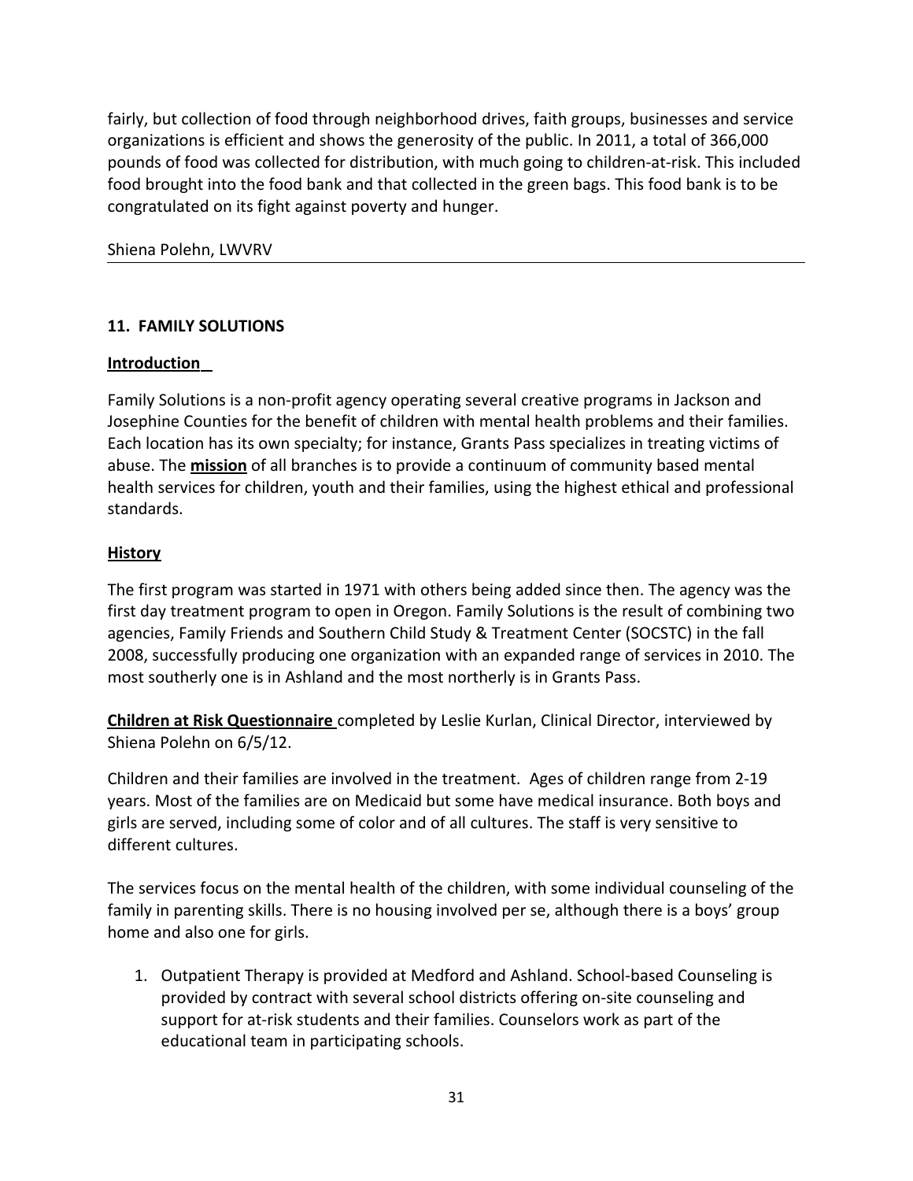fairly, but collection of food through neighborhood drives, faith groups, businesses and service organizations is efficient and shows the generosity of the public. In 2011, a total of 366,000 pounds of food was collected for distribution, with much going to children-at-risk. This included food brought into the food bank and that collected in the green bags. This food bank is to be congratulated on its fight against poverty and hunger.

Shiena Polehn, LWVRV

---

## 11. FAMILY SOLUTIONS

**Introduction**

Family Solutions is a non-profit agency operating several creative programs in Jackson and Josephine Counties for the benefit of children with mental health problems and their families. Each location has its own specialty; for instance, Grants Pass specializes in treating victims of abuse. The **mission** of all branches is to provide a continuum of community based mental health services for children, youth and their families, using the highest ethical and professional standards.

**History**

The first program was started in 1971 with others being added since then. The agency was the first day treatment program to open in Oregon. Family Solutions is the result of combining two agencies, Family Friends and Southern Child Study & Treatment Center (SOCSTC) in the fall 2008, successfully producing one organization with an expanded range of services in 2010. The most southerly one is in Ashland and the most northerly is in Grants Pass.

**Children at Risk Questionnaire** completed by Leslie Kurlan, Clinical Director, interviewed by Shiena Polehn on 6/5/12.

Children and their families are involved in the treatment. Ages of children range from 2-19 years. Most of the families are on Medicaid but some have medical insurance. Both boys and girls are served, including some of color and of all cultures. The staff is very sensitive to different cultures.

The services focus on the mental health of the children, with some individual counseling of the family in parenting skills. There is no housing involved per se, although there is a boys' group home and also one for girls.

1. Outpatient Therapy is provided at Medford and Ashland. School-based Counseling is provided by contract with several school districts offering on-site counseling and support for at-risk students and their families. Counselors work as part of the educational team in participating schools.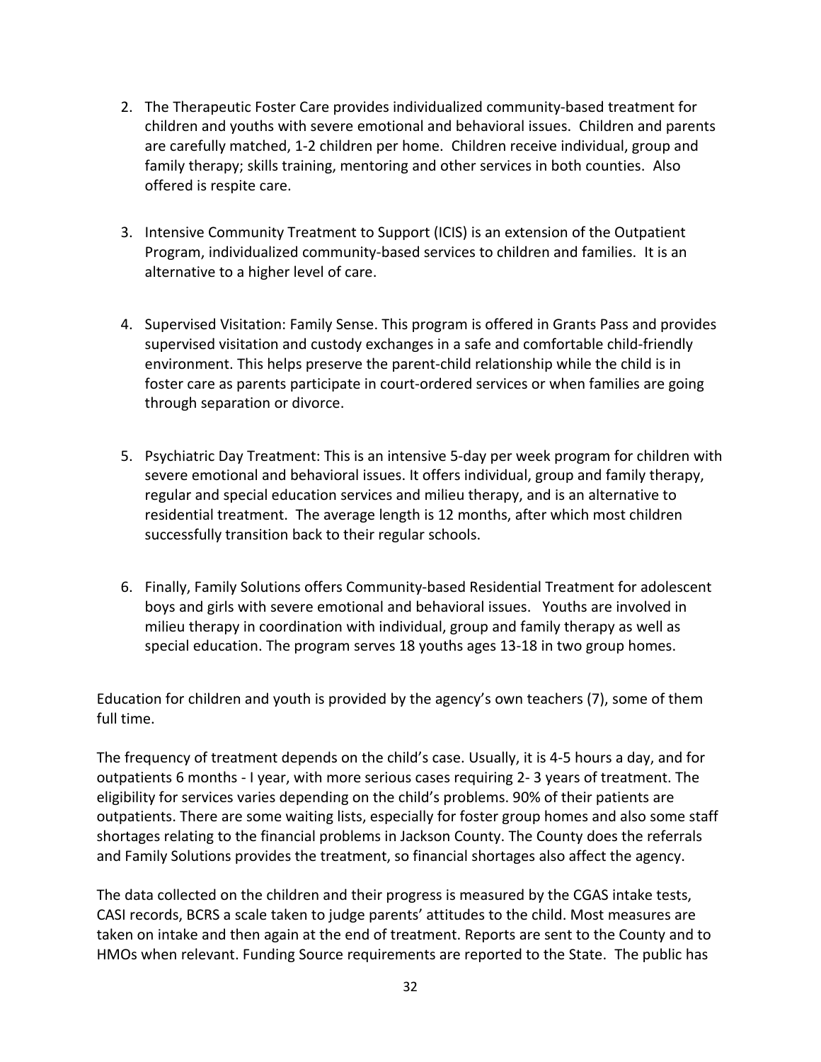2. The Therapeutic Foster Care provides individualized community-based treatment for children and youths with severe emotional and behavioral issues. Children and parents are carefully matched, 1-2 children per home. Children receive individual, group and family therapy; skills training, mentoring and other services in both counties. Also offered is respite care.

3. Intensive Community Treatment to Support (ICIS) is an extension of the Outpatient Program, individualized community-based services to children and families. It is an alternative to a higher level of care.

4. Supervised Visitation: Family Sense. This program is offered in Grants Pass and provides supervised visitation and custody exchanges in a safe and comfortable child-friendly environment. This helps preserve the parent-child relationship while the child is in foster care as parents participate in court-ordered services or when families are going through separation or divorce.

5. Psychiatric Day Treatment: This is an intensive 5-day per week program for children with severe emotional and behavioral issues. It offers individual, group and family therapy, regular and special education services and milieu therapy, and is an alternative to residential treatment. The average length is 12 months, after which most children successfully transition back to their regular schools.

6. Finally, Family Solutions offers Community-based Residential Treatment for adolescent boys and girls with severe emotional and behavioral issues. Youths are involved in milieu therapy in coordination with individual, group and family therapy as well as special education. The program serves 18 youths ages 13-18 in two group homes.

Education for children and youth is provided by the agency's own teachers (7), some of them full time.

The frequency of treatment depends on the child's case. Usually, it is 4-5 hours a day, and for outpatients 6 months - I year, with more serious cases requiring 2- 3 years of treatment. The eligibility for services varies depending on the child's problems. 90% of their patients are outpatients. There are some waiting lists, especially for foster group homes and also some staff shortages relating to the financial problems in Jackson County. The County does the referrals and Family Solutions provides the treatment, so financial shortages also affect the agency.

The data collected on the children and their progress is measured by the CGAS intake tests, CASI records, BCRS a scale taken to judge parents' attitudes to the child. Most measures are taken on intake and then again at the end of treatment. Reports are sent to the County and to HMOs when relevant. Funding Source requirements are reported to the State. The public has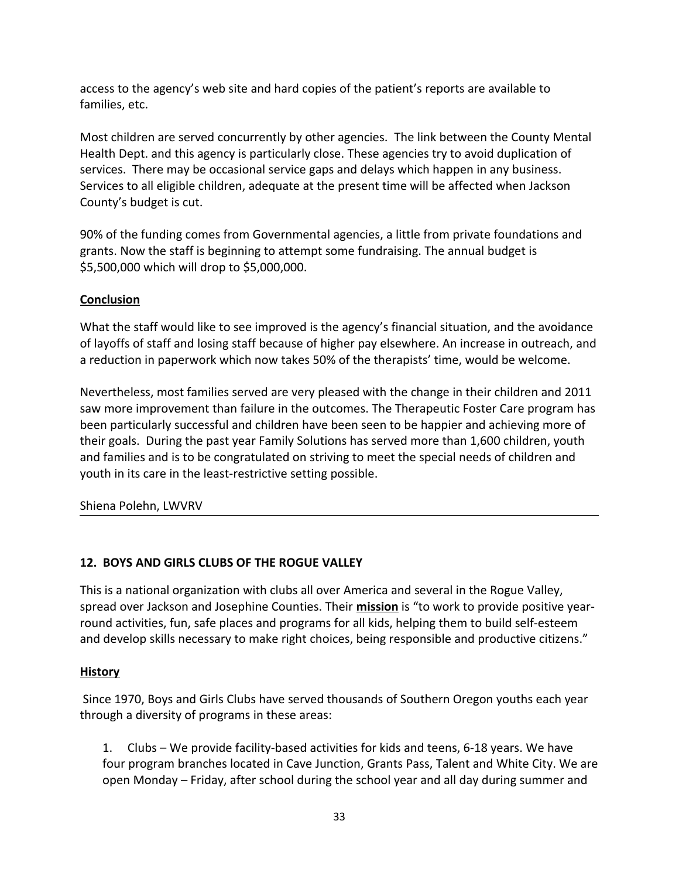access to the agency's web site and hard copies of the patient's reports are available to families, etc.

Most children are served concurrently by other agencies. The link between the County Mental Health Dept. and this agency is particularly close. These agencies try to avoid duplication of services. There may be occasional service gaps and delays which happen in any business. Services to all eligible children, adequate at the present time will be affected when Jackson County's budget is cut.

90% of the funding comes from Governmental agencies, a little from private foundations and grants. Now the staff is beginning to attempt some fundraising. The annual budget is $5,500,000 which will drop to $5,000,000.

**Conclusion**

What the staff would like to see improved is the agency's financial situation, and the avoidance of layoffs of staff and losing staff because of higher pay elsewhere. An increase in outreach, and a reduction in paperwork which now takes 50% of the therapists' time, would be welcome.

Nevertheless, most families served are very pleased with the change in their children and 2011 saw more improvement than failure in the outcomes. The Therapeutic Foster Care program has been particularly successful and children have been seen to be happier and achieving more of their goals. During the past year Family Solutions has served more than 1,600 children, youth and families and is to be congratulated on striving to meet the special needs of children and youth in its care in the least-restrictive setting possible.

Shiena Polehn, LWVRV

---

## 12. BOYS AND GIRLS CLUBS OF THE ROGUE VALLEY

This is a national organization with clubs all over America and several in the Rogue Valley, spread over Jackson and Josephine Counties. Their **mission** is "to work to provide positive year-round activities, fun, safe places and programs for all kids, helping them to build self-esteem and develop skills necessary to make right choices, being responsible and productive citizens."

**History**

Since 1970, Boys and Girls Clubs have served thousands of Southern Oregon youths each year through a diversity of programs in these areas:

1. Clubs – We provide facility-based activities for kids and teens, 6-18 years. We have four program branches located in Cave Junction, Grants Pass, Talent and White City. We are open Monday – Friday, after school during the school year and all day during summer and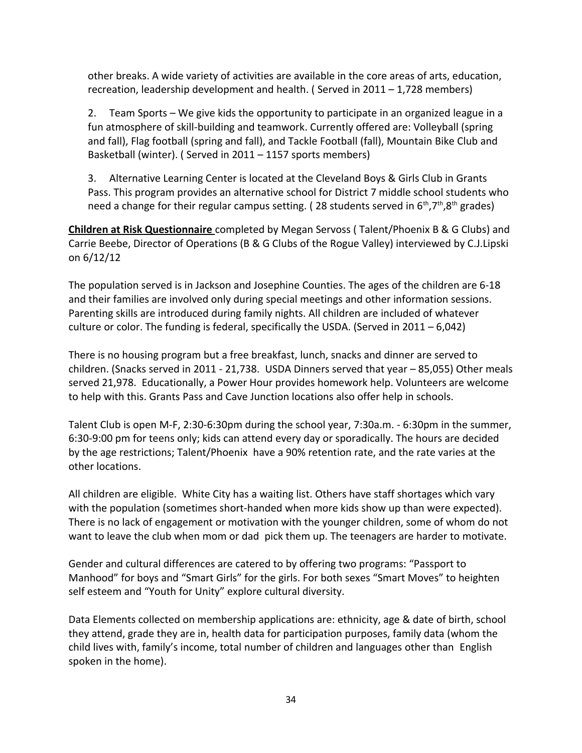other breaks. A wide variety of activities are available in the core areas of arts, education, recreation, leadership development and health. ( Served in 2011 – 1,728 members)

2. Team Sports – We give kids the opportunity to participate in an organized league in a fun atmosphere of skill-building and teamwork. Currently offered are: Volleyball (spring and fall), Flag football (spring and fall), and Tackle Football (fall), Mountain Bike Club and Basketball (winter). ( Served in 2011 – 1157 sports members)

3. Alternative Learning Center is located at the Cleveland Boys & Girls Club in Grants Pass. This program provides an alternative school for District 7 middle school students who need a change for their regular campus setting. ( 28 students served in 6th,7th,8th grades)

**<u>Children at Risk Questionnaire</u>** completed by Megan Servoss ( Talent/Phoenix B & G Clubs) and Carrie Beebe, Director of Operations (B & G Clubs of the Rogue Valley) interviewed by C.J.Lipski on 6/12/12

The population served is in Jackson and Josephine Counties. The ages of the children are 6-18 and their families are involved only during special meetings and other information sessions. Parenting skills are introduced during family nights. All children are included of whatever culture or color. The funding is federal, specifically the USDA. (Served in 2011 – 6,042)

There is no housing program but a free breakfast, lunch, snacks and dinner are served to children. (Snacks served in 2011 - 21,738. USDA Dinners served that year – 85,055) Other meals served 21,978. Educationally, a Power Hour provides homework help. Volunteers are welcome to help with this. Grants Pass and Cave Junction locations also offer help in schools.

Talent Club is open M-F, 2:30-6:30pm during the school year, 7:30a.m. - 6:30pm in the summer, 6:30-9:00 pm for teens only; kids can attend every day or sporadically. The hours are decided by the age restrictions; Talent/Phoenix have a 90% retention rate, and the rate varies at the other locations.

All children are eligible. White City has a waiting list. Others have staff shortages which vary with the population (sometimes short-handed when more kids show up than were expected). There is no lack of engagement or motivation with the younger children, some of whom do not want to leave the club when mom or dad pick them up. The teenagers are harder to motivate.

Gender and cultural differences are catered to by offering two programs: "Passport to Manhood" for boys and "Smart Girls" for the girls. For both sexes "Smart Moves" to heighten self esteem and "Youth for Unity" explore cultural diversity.

Data Elements collected on membership applications are: ethnicity, age & date of birth, school they attend, grade they are in, health data for participation purposes, family data (whom the child lives with, family's income, total number of children and languages other than English spoken in the home).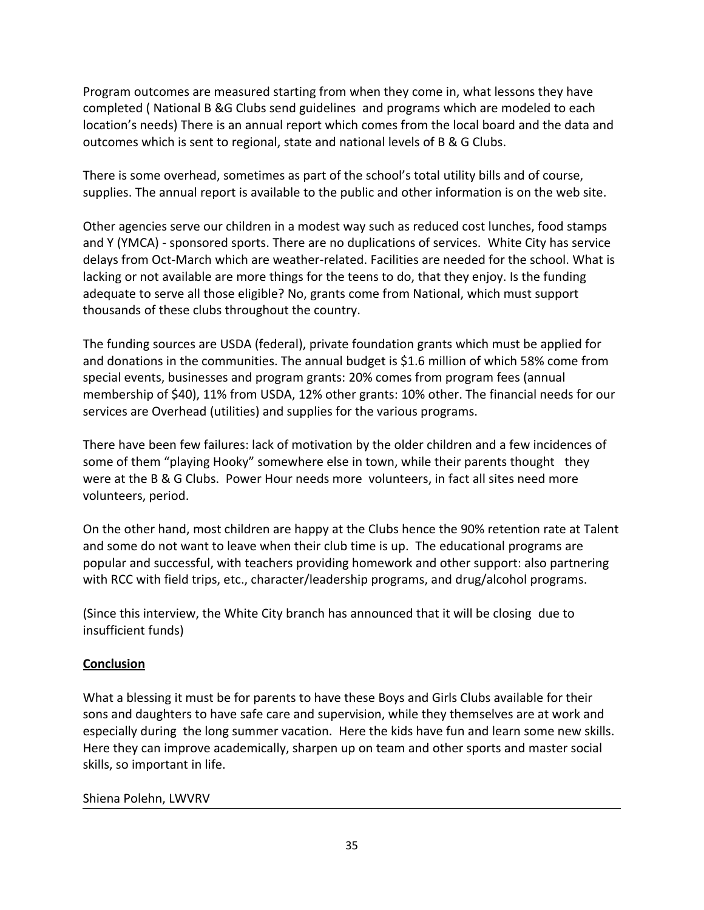Program outcomes are measured starting from when they come in, what lessons they have completed ( National B &G Clubs send guidelines and programs which are modeled to each location's needs) There is an annual report which comes from the local board and the data and outcomes which is sent to regional, state and national levels of B & G Clubs.

There is some overhead, sometimes as part of the school's total utility bills and of course, supplies. The annual report is available to the public and other information is on the web site.

Other agencies serve our children in a modest way such as reduced cost lunches, food stamps and Y (YMCA) - sponsored sports. There are no duplications of services. White City has service delays from Oct-March which are weather-related. Facilities are needed for the school. What is lacking or not available are more things for the teens to do, that they enjoy. Is the funding adequate to serve all those eligible? No, grants come from National, which must support thousands of these clubs throughout the country.

The funding sources are USDA (federal), private foundation grants which must be applied for and donations in the communities. The annual budget is $1.6 million of which 58% come from special events, businesses and program grants: 20% comes from program fees (annual membership of $40), 11% from USDA, 12% other grants: 10% other. The financial needs for our services are Overhead (utilities) and supplies for the various programs.

There have been few failures: lack of motivation by the older children and a few incidences of some of them "playing Hooky" somewhere else in town, while their parents thought they were at the B & G Clubs. Power Hour needs more volunteers, in fact all sites need more volunteers, period.

On the other hand, most children are happy at the Clubs hence the 90% retention rate at Talent and some do not want to leave when their club time is up. The educational programs are popular and successful, with teachers providing homework and other support: also partnering with RCC with field trips, etc., character/leadership programs, and drug/alcohol programs.

(Since this interview, the White City branch has announced that it will be closing due to insufficient funds)

**Conclusion**

What a blessing it must be for parents to have these Boys and Girls Clubs available for their sons and daughters to have safe care and supervision, while they themselves are at work and especially during the long summer vacation. Here the kids have fun and learn some new skills. Here they can improve academically, sharpen up on team and other sports and master social skills, so important in life.

Shiena Polehn, LWVRV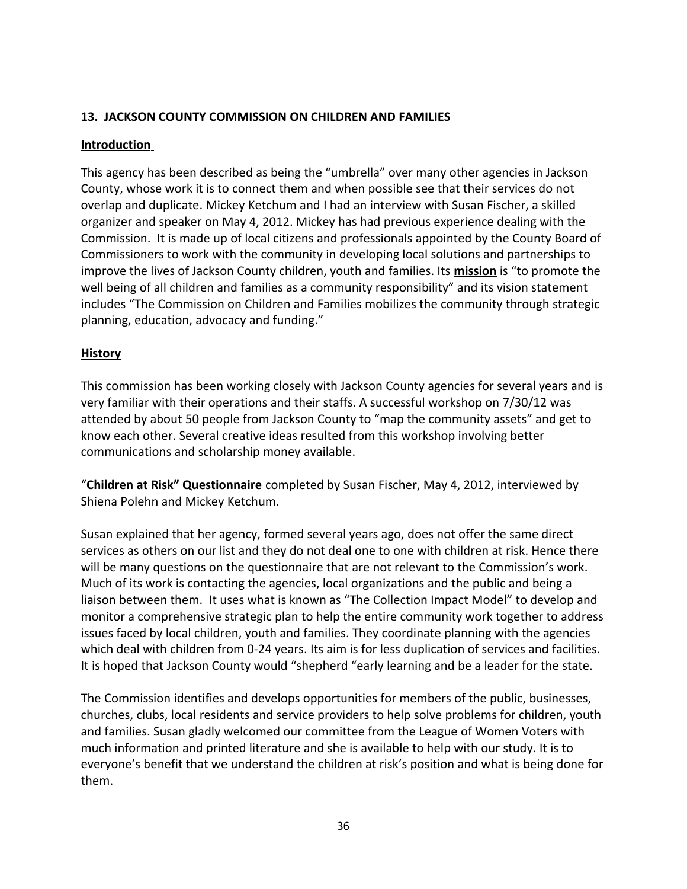## 13. JACKSON COUNTY COMMISSION ON CHILDREN AND FAMILIES

**Introduction**

This agency has been described as being the "umbrella" over many other agencies in Jackson County, whose work it is to connect them and when possible see that their services do not overlap and duplicate. Mickey Ketchum and I had an interview with Susan Fischer, a skilled organizer and speaker on May 4, 2012. Mickey has had previous experience dealing with the Commission. It is made up of local citizens and professionals appointed by the County Board of Commissioners to work with the community in developing local solutions and partnerships to improve the lives of Jackson County children, youth and families. Its **mission** is "to promote the well being of all children and families as a community responsibility" and its vision statement includes "The Commission on Children and Families mobilizes the community through strategic planning, education, advocacy and funding."

**History**

This commission has been working closely with Jackson County agencies for several years and is very familiar with their operations and their staffs. A successful workshop on 7/30/12 was attended by about 50 people from Jackson County to "map the community assets" and get to know each other. Several creative ideas resulted from this workshop involving better communications and scholarship money available.

"**Children at Risk" Questionnaire** completed by Susan Fischer, May 4, 2012, interviewed by Shiena Polehn and Mickey Ketchum.

Susan explained that her agency, formed several years ago, does not offer the same direct services as others on our list and they do not deal one to one with children at risk. Hence there will be many questions on the questionnaire that are not relevant to the Commission's work. Much of its work is contacting the agencies, local organizations and the public and being a liaison between them. It uses what is known as "The Collection Impact Model" to develop and monitor a comprehensive strategic plan to help the entire community work together to address issues faced by local children, youth and families. They coordinate planning with the agencies which deal with children from 0-24 years. Its aim is for less duplication of services and facilities. It is hoped that Jackson County would "shepherd "early learning and be a leader for the state.

The Commission identifies and develops opportunities for members of the public, businesses, churches, clubs, local residents and service providers to help solve problems for children, youth and families. Susan gladly welcomed our committee from the League of Women Voters with much information and printed literature and she is available to help with our study. It is to everyone's benefit that we understand the children at risk's position and what is being done for them.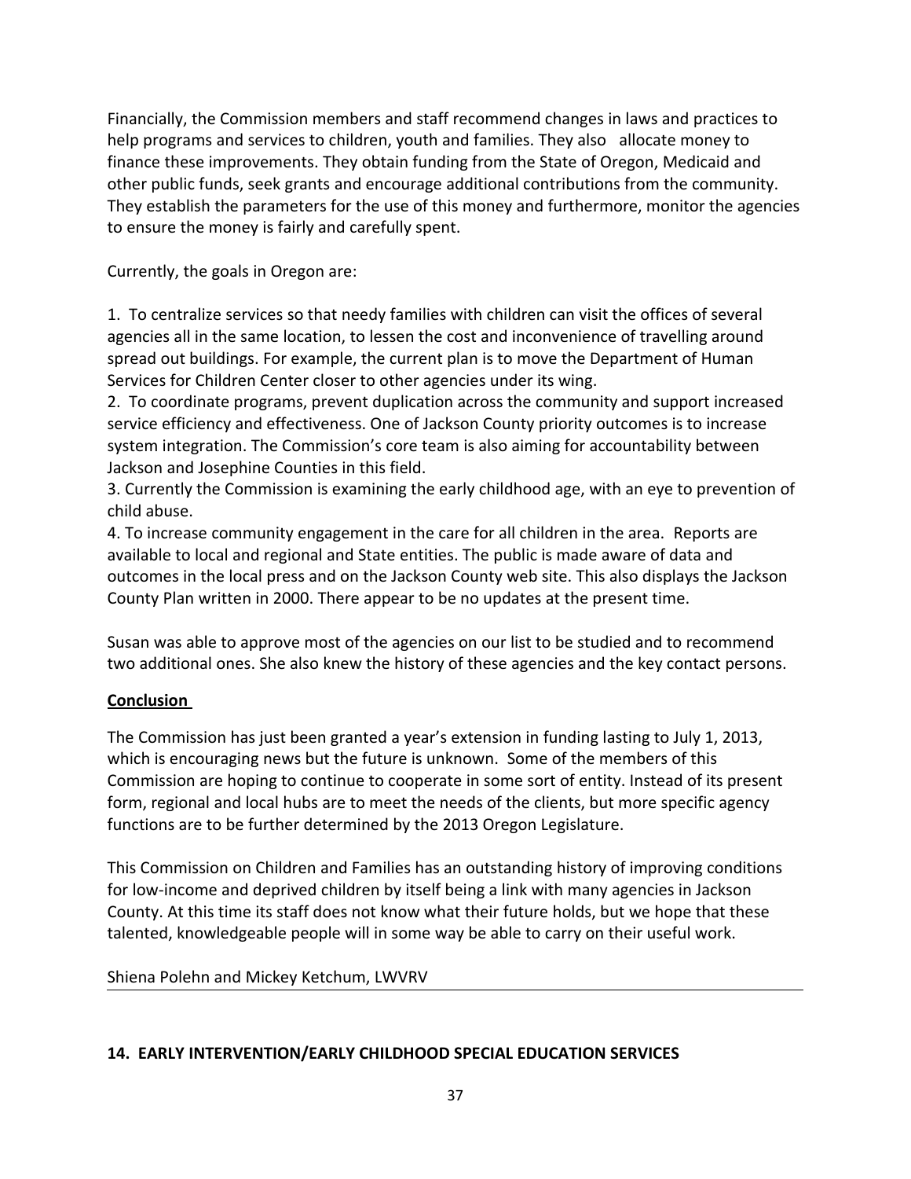Financially, the Commission members and staff recommend changes in laws and practices to help programs and services to children, youth and families. They also allocate money to finance these improvements. They obtain funding from the State of Oregon, Medicaid and other public funds, seek grants and encourage additional contributions from the community. They establish the parameters for the use of this money and furthermore, monitor the agencies to ensure the money is fairly and carefully spent.

Currently, the goals in Oregon are:

1. To centralize services so that needy families with children can visit the offices of several agencies all in the same location, to lessen the cost and inconvenience of travelling around spread out buildings. For example, the current plan is to move the Department of Human Services for Children Center closer to other agencies under its wing.
2. To coordinate programs, prevent duplication across the community and support increased service efficiency and effectiveness. One of Jackson County priority outcomes is to increase system integration. The Commission's core team is also aiming for accountability between Jackson and Josephine Counties in this field.
3. Currently the Commission is examining the early childhood age, with an eye to prevention of child abuse.
4. To increase community engagement in the care for all children in the area. Reports are available to local and regional and State entities. The public is made aware of data and outcomes in the local press and on the Jackson County web site. This also displays the Jackson County Plan written in 2000. There appear to be no updates at the present time.

Susan was able to approve most of the agencies on our list to be studied and to recommend two additional ones. She also knew the history of these agencies and the key contact persons.

**Conclusion**

The Commission has just been granted a year's extension in funding lasting to July 1, 2013, which is encouraging news but the future is unknown. Some of the members of this Commission are hoping to continue to cooperate in some sort of entity. Instead of its present form, regional and local hubs are to meet the needs of the clients, but more specific agency functions are to be further determined by the 2013 Oregon Legislature.

This Commission on Children and Families has an outstanding history of improving conditions for low-income and deprived children by itself being a link with many agencies in Jackson County. At this time its staff does not know what their future holds, but we hope that these talented, knowledgeable people will in some way be able to carry on their useful work.

Shiena Polehn and Mickey Ketchum, LWVRV

---

## 14. EARLY INTERVENTION/EARLY CHILDHOOD SPECIAL EDUCATION SERVICES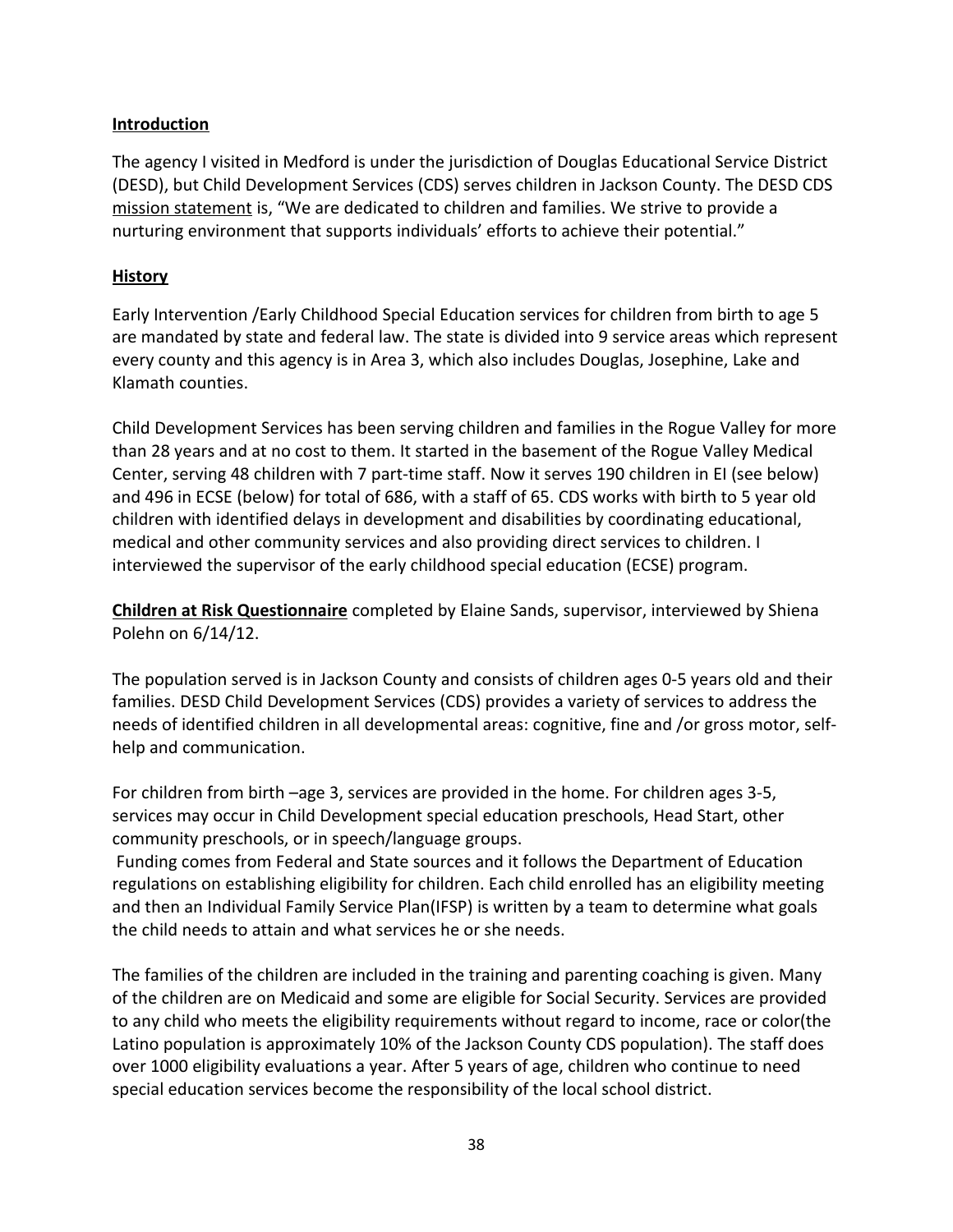**Introduction**

The agency I visited in Medford is under the jurisdiction of Douglas Educational Service District (DESD), but Child Development Services (CDS) serves children in Jackson County. The DESD CDS mission statement is, "We are dedicated to children and families. We strive to provide a nurturing environment that supports individuals' efforts to achieve their potential."

**History**

Early Intervention /Early Childhood Special Education services for children from birth to age 5 are mandated by state and federal law. The state is divided into 9 service areas which represent every county and this agency is in Area 3, which also includes Douglas, Josephine, Lake and Klamath counties.

Child Development Services has been serving children and families in the Rogue Valley for more than 28 years and at no cost to them. It started in the basement of the Rogue Valley Medical Center, serving 48 children with 7 part-time staff. Now it serves 190 children in EI (see below) and 496 in ECSE (below) for total of 686, with a staff of 65. CDS works with birth to 5 year old children with identified delays in development and disabilities by coordinating educational, medical and other community services and also providing direct services to children. I interviewed the supervisor of the early childhood special education (ECSE) program.

**Children at Risk Questionnaire** completed by Elaine Sands, supervisor, interviewed by Shiena Polehn on 6/14/12.

The population served is in Jackson County and consists of children ages 0-5 years old and their families. DESD Child Development Services (CDS) provides a variety of services to address the needs of identified children in all developmental areas: cognitive, fine and /or gross motor, self-help and communication.

For children from birth –age 3, services are provided in the home. For children ages 3-5, services may occur in Child Development special education preschools, Head Start, other community preschools, or in speech/language groups.

Funding comes from Federal and State sources and it follows the Department of Education regulations on establishing eligibility for children. Each child enrolled has an eligibility meeting and then an Individual Family Service Plan(IFSP) is written by a team to determine what goals the child needs to attain and what services he or she needs.

The families of the children are included in the training and parenting coaching is given. Many of the children are on Medicaid and some are eligible for Social Security. Services are provided to any child who meets the eligibility requirements without regard to income, race or color(the Latino population is approximately 10% of the Jackson County CDS population). The staff does over 1000 eligibility evaluations a year. After 5 years of age, children who continue to need special education services become the responsibility of the local school district.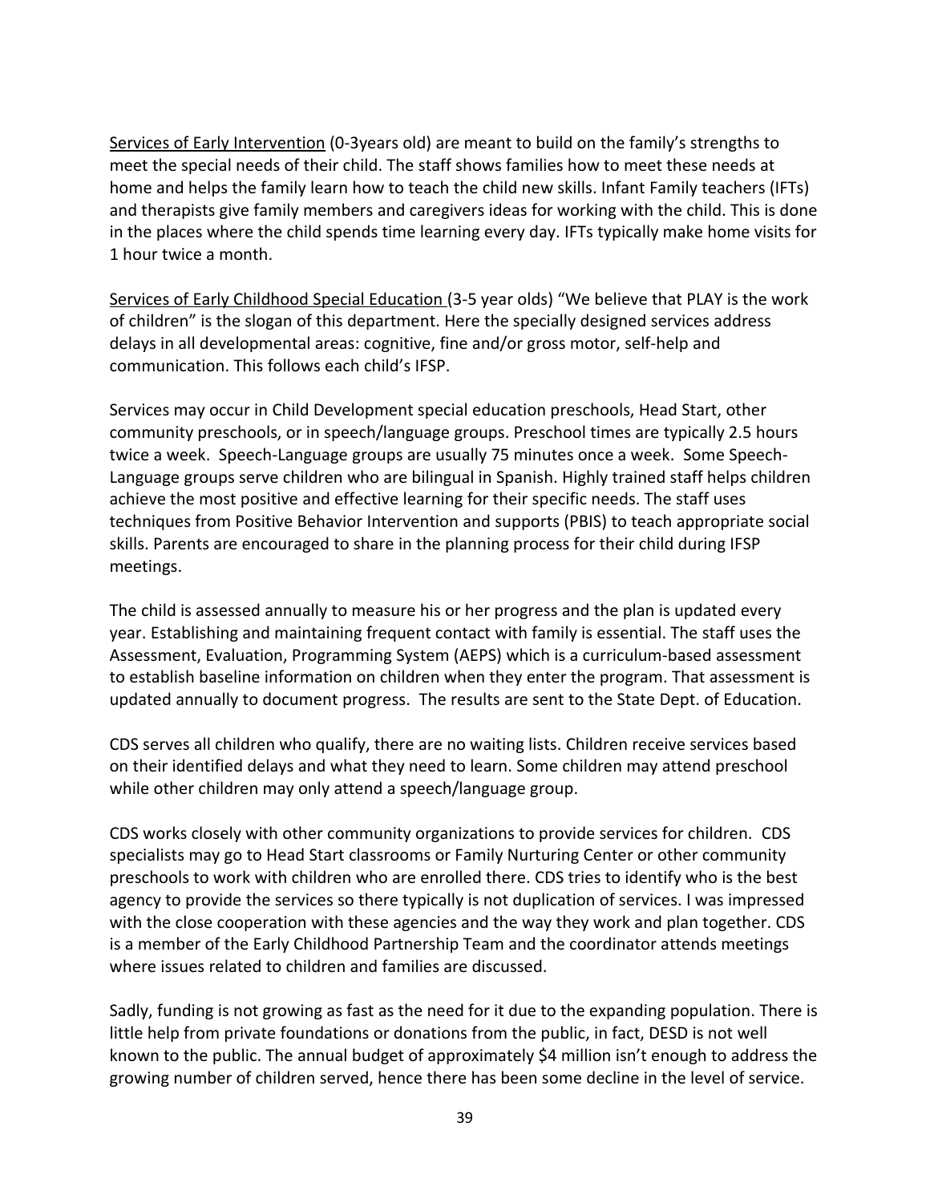<u>Services of Early Intervention</u> (0-3years old) are meant to build on the family's strengths to meet the special needs of their child. The staff shows families how to meet these needs at home and helps the family learn how to teach the child new skills. Infant Family teachers (IFTs) and therapists give family members and caregivers ideas for working with the child. This is done in the places where the child spends time learning every day. IFTs typically make home visits for 1 hour twice a month.

<u>Services of Early Childhood Special Education</u> (3-5 year olds) "We believe that PLAY is the work of children" is the slogan of this department. Here the specially designed services address delays in all developmental areas: cognitive, fine and/or gross motor, self-help and communication. This follows each child's IFSP.

Services may occur in Child Development special education preschools, Head Start, other community preschools, or in speech/language groups. Preschool times are typically 2.5 hours twice a week. Speech-Language groups are usually 75 minutes once a week. Some Speech-Language groups serve children who are bilingual in Spanish. Highly trained staff helps children achieve the most positive and effective learning for their specific needs. The staff uses techniques from Positive Behavior Intervention and supports (PBIS) to teach appropriate social skills. Parents are encouraged to share in the planning process for their child during IFSP meetings.

The child is assessed annually to measure his or her progress and the plan is updated every year. Establishing and maintaining frequent contact with family is essential. The staff uses the Assessment, Evaluation, Programming System (AEPS) which is a curriculum-based assessment to establish baseline information on children when they enter the program. That assessment is updated annually to document progress. The results are sent to the State Dept. of Education.

CDS serves all children who qualify, there are no waiting lists. Children receive services based on their identified delays and what they need to learn. Some children may attend preschool while other children may only attend a speech/language group.

CDS works closely with other community organizations to provide services for children. CDS specialists may go to Head Start classrooms or Family Nurturing Center or other community preschools to work with children who are enrolled there. CDS tries to identify who is the best agency to provide the services so there typically is not duplication of services. I was impressed with the close cooperation with these agencies and the way they work and plan together. CDS is a member of the Early Childhood Partnership Team and the coordinator attends meetings where issues related to children and families are discussed.

Sadly, funding is not growing as fast as the need for it due to the expanding population. There is little help from private foundations or donations from the public, in fact, DESD is not well known to the public. The annual budget of approximately $4 million isn't enough to address the growing number of children served, hence there has been some decline in the level of service.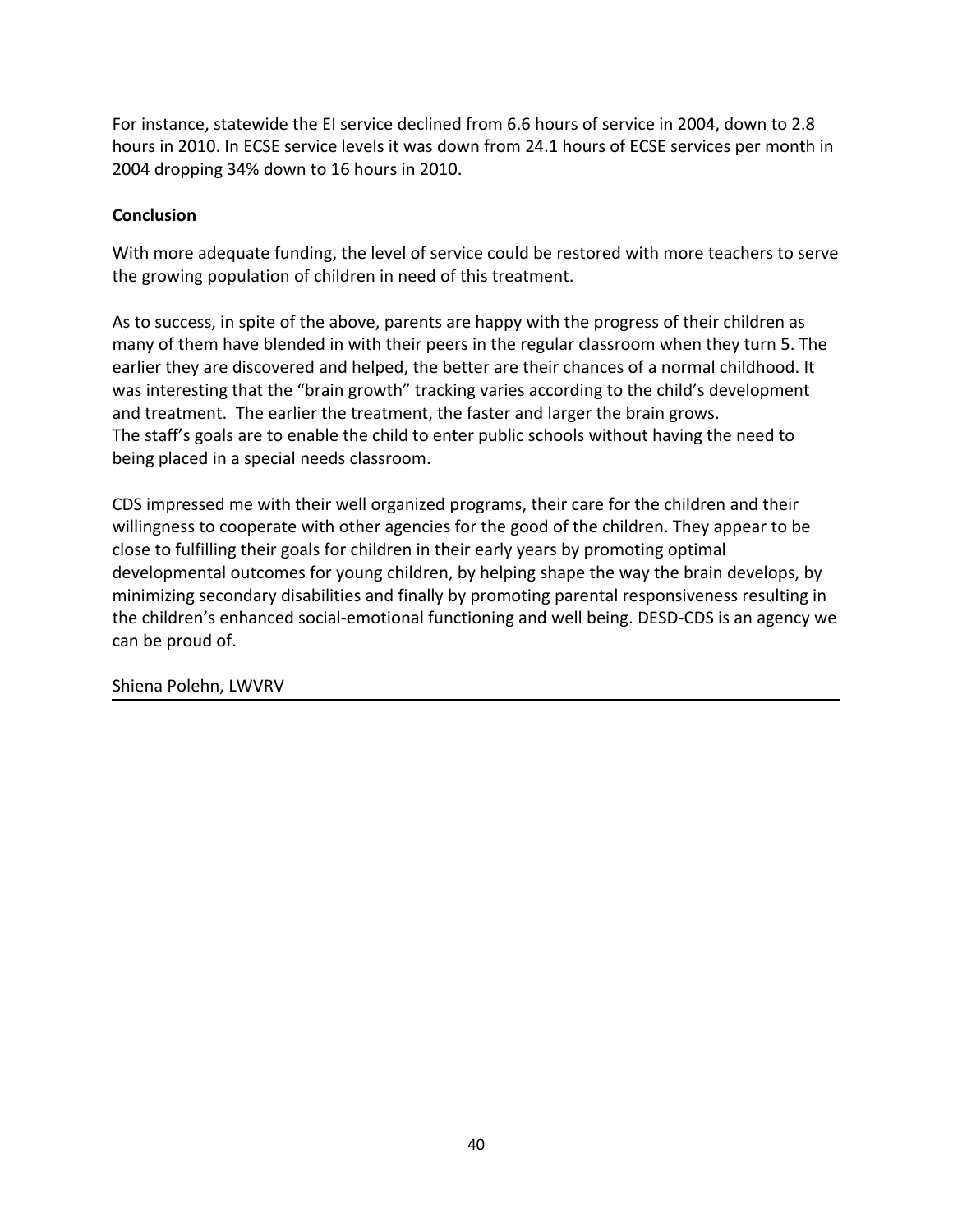For instance, statewide the EI service declined from 6.6 hours of service in 2004, down to 2.8 hours in 2010. In ECSE service levels it was down from 24.1 hours of ECSE services per month in 2004 dropping 34% down to 16 hours in 2010.

**Conclusion**

With more adequate funding, the level of service could be restored with more teachers to serve the growing population of children in need of this treatment.

As to success, in spite of the above, parents are happy with the progress of their children as many of them have blended in with their peers in the regular classroom when they turn 5. The earlier they are discovered and helped, the better are their chances of a normal childhood. It was interesting that the "brain growth" tracking varies according to the child's development and treatment. The earlier the treatment, the faster and larger the brain grows.
The staff's goals are to enable the child to enter public schools without having the need to being placed in a special needs classroom.

CDS impressed me with their well organized programs, their care for the children and their willingness to cooperate with other agencies for the good of the children. They appear to be close to fulfilling their goals for children in their early years by promoting optimal developmental outcomes for young children, by helping shape the way the brain develops, by minimizing secondary disabilities and finally by promoting parental responsiveness resulting in the children's enhanced social-emotional functioning and well being. DESD-CDS is an agency we can be proud of.

Shiena Polehn, LWVRV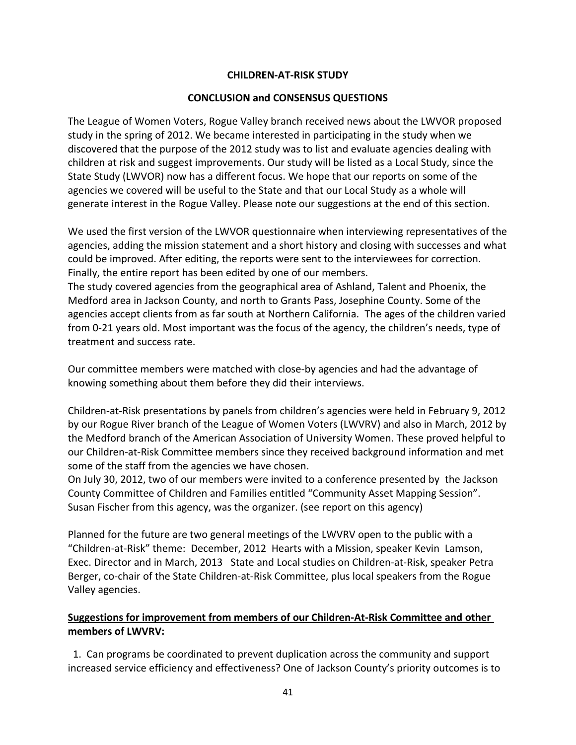**CHILDREN-AT-RISK STUDY**

**CONCLUSION and CONSENSUS QUESTIONS**

The League of Women Voters, Rogue Valley branch received news about the LWVOR proposed study in the spring of 2012. We became interested in participating in the study when we discovered that the purpose of the 2012 study was to list and evaluate agencies dealing with children at risk and suggest improvements. Our study will be listed as a Local Study, since the State Study (LWVOR) now has a different focus. We hope that our reports on some of the agencies we covered will be useful to the State and that our Local Study as a whole will generate interest in the Rogue Valley. Please note our suggestions at the end of this section.

We used the first version of the LWVOR questionnaire when interviewing representatives of the agencies, adding the mission statement and a short history and closing with successes and what could be improved. After editing, the reports were sent to the interviewees for correction. Finally, the entire report has been edited by one of our members.
The study covered agencies from the geographical area of Ashland, Talent and Phoenix, the Medford area in Jackson County, and north to Grants Pass, Josephine County. Some of the agencies accept clients from as far south at Northern California. The ages of the children varied from 0-21 years old. Most important was the focus of the agency, the children's needs, type of treatment and success rate.

Our committee members were matched with close-by agencies and had the advantage of knowing something about them before they did their interviews.

Children-at-Risk presentations by panels from children's agencies were held in February 9, 2012 by our Rogue River branch of the League of Women Voters (LWVRV) and also in March, 2012 by the Medford branch of the American Association of University Women. These proved helpful to our Children-at-Risk Committee members since they received background information and met some of the staff from the agencies we have chosen.
On July 30, 2012, two of our members were invited to a conference presented by the Jackson County Committee of Children and Families entitled "Community Asset Mapping Session". Susan Fischer from this agency, was the organizer. (see report on this agency)

Planned for the future are two general meetings of the LWVRV open to the public with a "Children-at-Risk" theme: December, 2012 Hearts with a Mission, speaker Kevin Lamson, Exec. Director and in March, 2013 State and Local studies on Children-at-Risk, speaker Petra Berger, co-chair of the State Children-at-Risk Committee, plus local speakers from the Rogue Valley agencies.

**Suggestions for improvement from members of our Children-At-Risk Committee and other members of LWVRV:**

1. Can programs be coordinated to prevent duplication across the community and support increased service efficiency and effectiveness? One of Jackson County's priority outcomes is to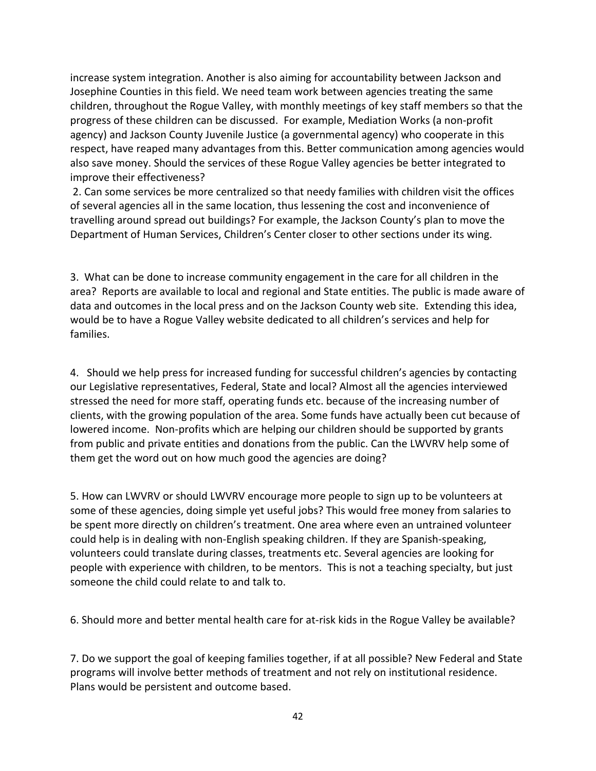increase system integration. Another is also aiming for accountability between Jackson and Josephine Counties in this field. We need team work between agencies treating the same children, throughout the Rogue Valley, with monthly meetings of key staff members so that the progress of these children can be discussed. For example, Mediation Works (a non-profit agency) and Jackson County Juvenile Justice (a governmental agency) who cooperate in this respect, have reaped many advantages from this. Better communication among agencies would also save money. Should the services of these Rogue Valley agencies be better integrated to improve their effectiveness?

2. Can some services be more centralized so that needy families with children visit the offices of several agencies all in the same location, thus lessening the cost and inconvenience of travelling around spread out buildings? For example, the Jackson County's plan to move the Department of Human Services, Children's Center closer to other sections under its wing.

3. What can be done to increase community engagement in the care for all children in the area? Reports are available to local and regional and State entities. The public is made aware of data and outcomes in the local press and on the Jackson County web site. Extending this idea, would be to have a Rogue Valley website dedicated to all children's services and help for families.

4. Should we help press for increased funding for successful children's agencies by contacting our Legislative representatives, Federal, State and local? Almost all the agencies interviewed stressed the need for more staff, operating funds etc. because of the increasing number of clients, with the growing population of the area. Some funds have actually been cut because of lowered income. Non-profits which are helping our children should be supported by grants from public and private entities and donations from the public. Can the LWVRV help some of them get the word out on how much good the agencies are doing?

5. How can LWVRV or should LWVRV encourage more people to sign up to be volunteers at some of these agencies, doing simple yet useful jobs? This would free money from salaries to be spent more directly on children's treatment. One area where even an untrained volunteer could help is in dealing with non-English speaking children. If they are Spanish-speaking, volunteers could translate during classes, treatments etc. Several agencies are looking for people with experience with children, to be mentors. This is not a teaching specialty, but just someone the child could relate to and talk to.

6. Should more and better mental health care for at-risk kids in the Rogue Valley be available?

7. Do we support the goal of keeping families together, if at all possible? New Federal and State programs will involve better methods of treatment and not rely on institutional residence. Plans would be persistent and outcome based.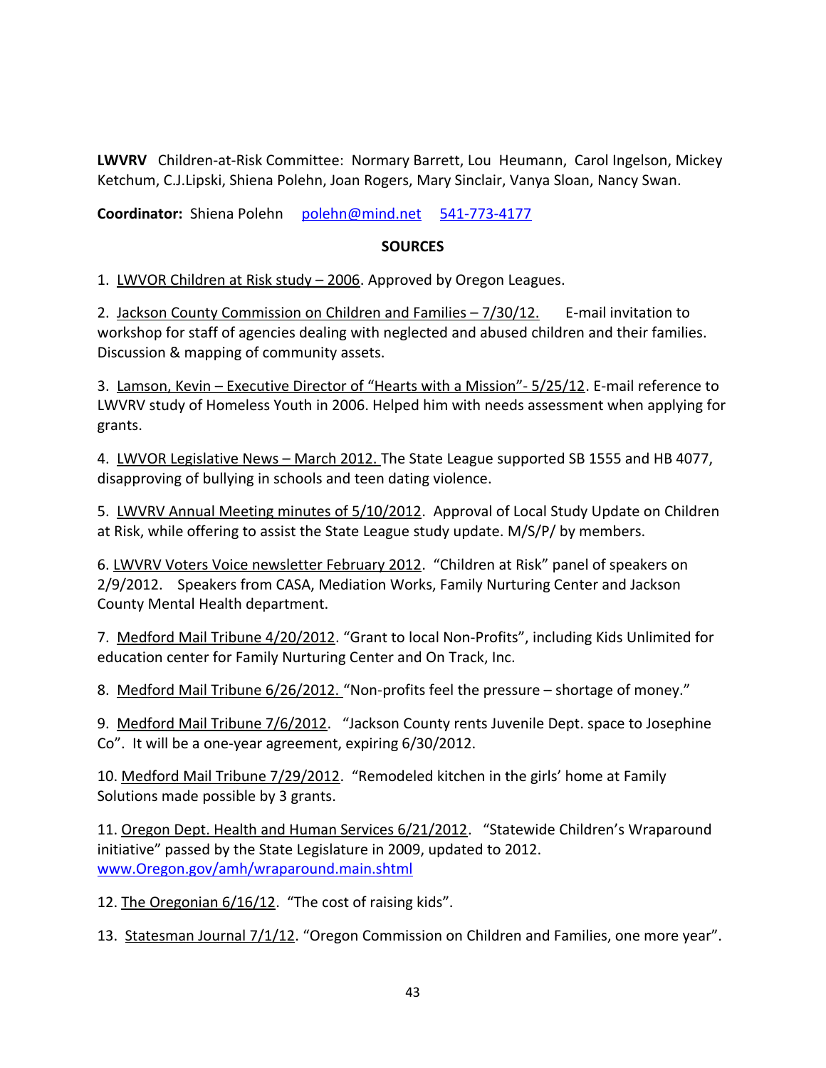**LWVRV** Children-at-Risk Committee: Normary Barrett, Lou Heumann, Carol Ingelson, Mickey Ketchum, C.J.Lipski, Shiena Polehn, Joan Rogers, Mary Sinclair, Vanya Sloan, Nancy Swan.

**Coordinator:** Shiena Polehn polehn@mind.net 541-773-4177

**SOURCES**

1. LWVOR Children at Risk study – 2006. Approved by Oregon Leagues.

2. Jackson County Commission on Children and Families – 7/30/12. E-mail invitation to workshop for staff of agencies dealing with neglected and abused children and their families. Discussion & mapping of community assets.

3. Lamson, Kevin – Executive Director of "Hearts with a Mission"- 5/25/12. E-mail reference to LWVRV study of Homeless Youth in 2006. Helped him with needs assessment when applying for grants.

4. LWVOR Legislative News – March 2012. The State League supported SB 1555 and HB 4077, disapproving of bullying in schools and teen dating violence.

5. LWVRV Annual Meeting minutes of 5/10/2012. Approval of Local Study Update on Children at Risk, while offering to assist the State League study update. M/S/P/ by members.

6. LWVRV Voters Voice newsletter February 2012. "Children at Risk" panel of speakers on 2/9/2012. Speakers from CASA, Mediation Works, Family Nurturing Center and Jackson County Mental Health department.

7. Medford Mail Tribune 4/20/2012. "Grant to local Non-Profits", including Kids Unlimited for education center for Family Nurturing Center and On Track, Inc.

8. Medford Mail Tribune 6/26/2012. "Non-profits feel the pressure – shortage of money."

9. Medford Mail Tribune 7/6/2012. "Jackson County rents Juvenile Dept. space to Josephine Co". It will be a one-year agreement, expiring 6/30/2012.

10. Medford Mail Tribune 7/29/2012. "Remodeled kitchen in the girls' home at Family Solutions made possible by 3 grants.

11. Oregon Dept. Health and Human Services 6/21/2012. "Statewide Children's Wraparound initiative" passed by the State Legislature in 2009, updated to 2012. www.Oregon.gov/amh/wraparound.main.shtml

12. The Oregonian 6/16/12. "The cost of raising kids".

13. Statesman Journal 7/1/12. "Oregon Commission on Children and Families, one more year".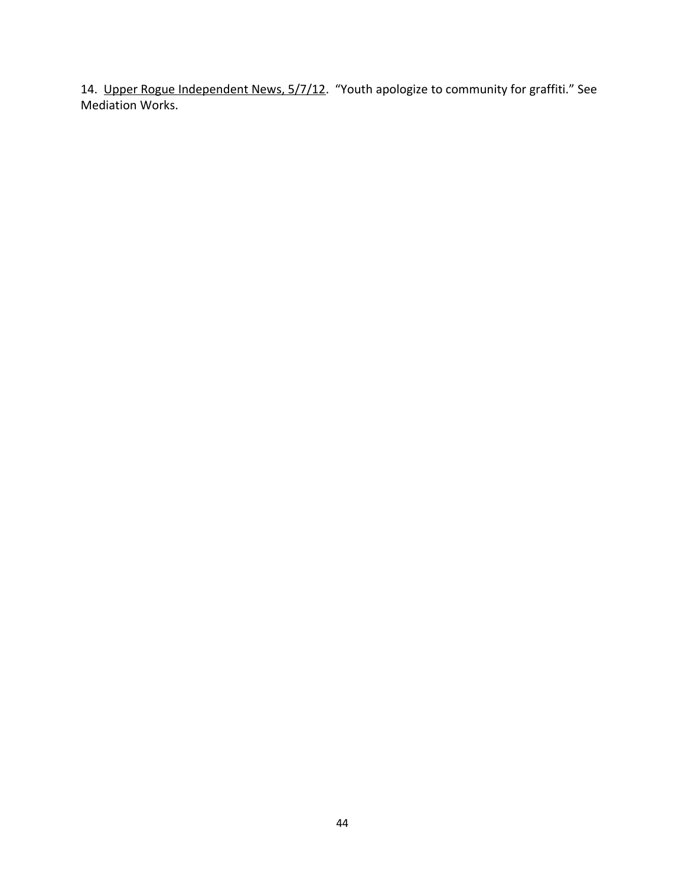14. Upper Rogue Independent News, 5/7/12. "Youth apologize to community for graffiti." See Mediation Works.